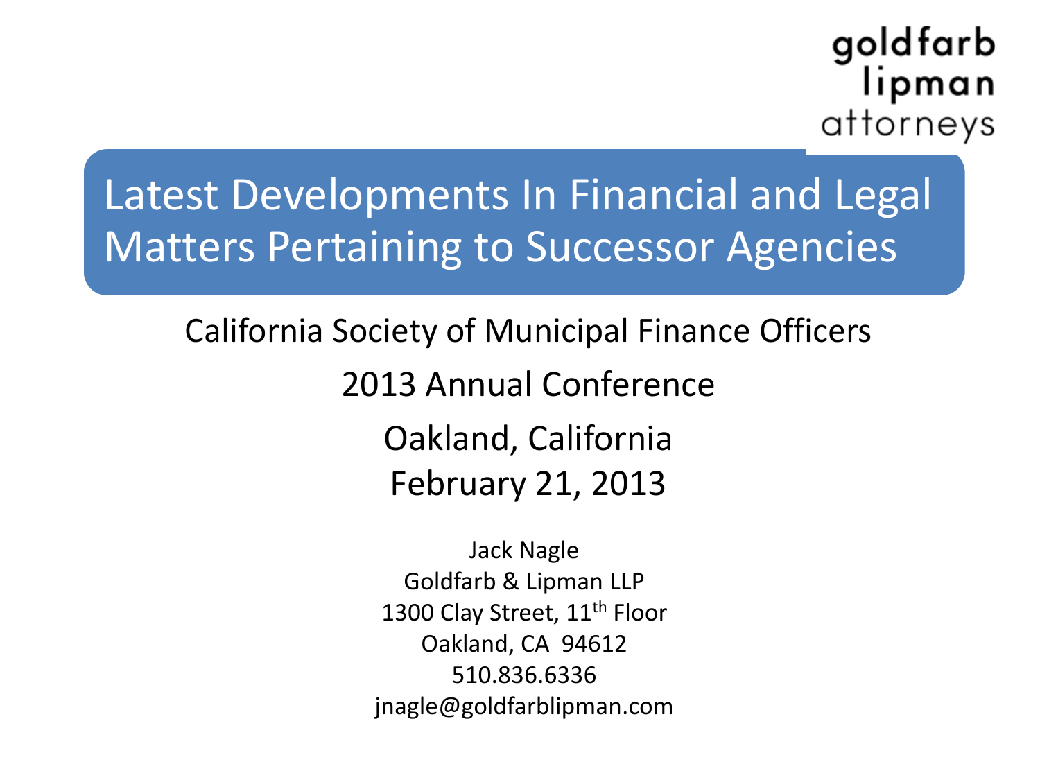goldfarb
lipman
attorneys

# Latest Developments In Financial and Legal Matters Pertaining to Successor Agencies

California Society of Municipal Finance Officers

2013 Annual Conference

Oakland, California

February 21, 2013

Jack Nagle
Goldfarb & Lipman LLP
1300 Clay Street, 11th Floor
Oakland, CA 94612
510.836.6336
jnagle@goldfarblipman.com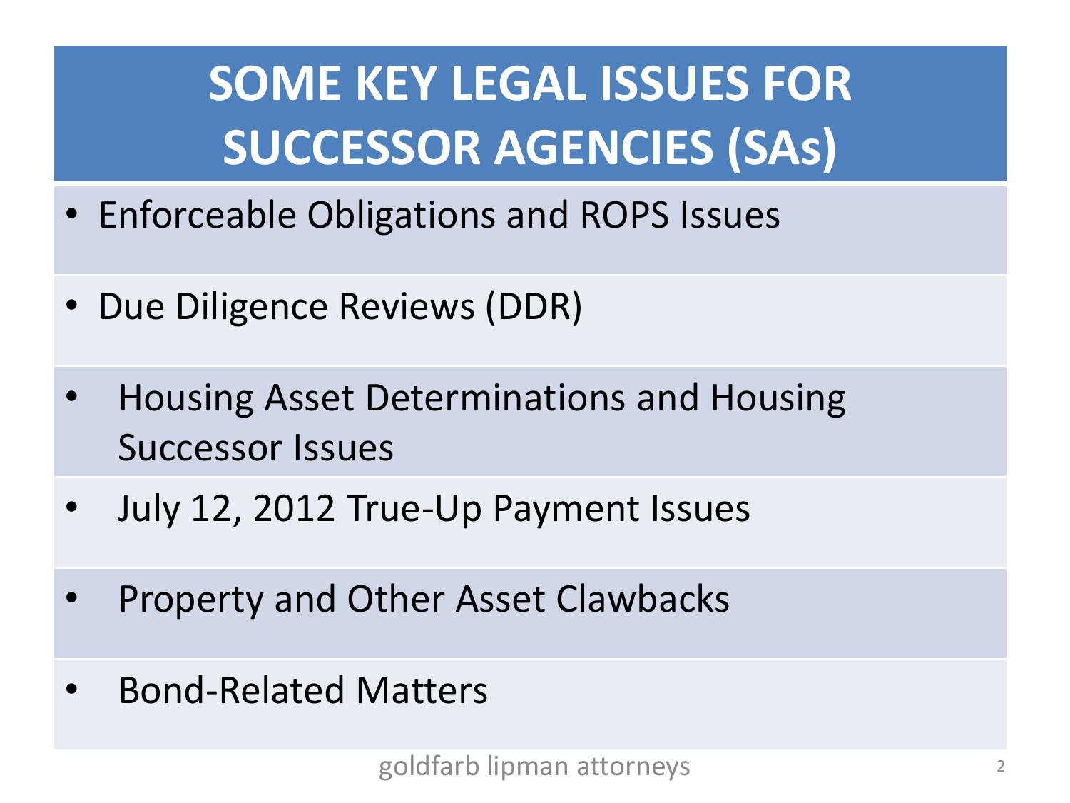# SOME KEY LEGAL ISSUES FOR SUCCESSOR AGENCIES (SAs)

- Enforceable Obligations and ROPS Issues
- Due Diligence Reviews (DDR)
- Housing Asset Determinations and Housing Successor Issues
- July 12, 2012 True-Up Payment Issues
- Property and Other Asset Clawbacks
- Bond-Related Matters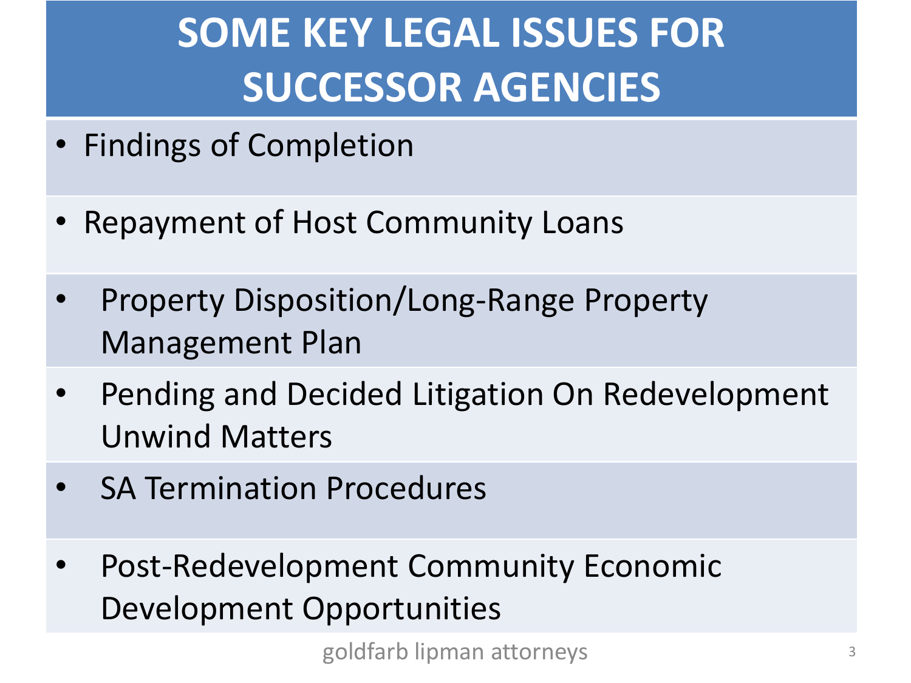# SOME KEY LEGAL ISSUES FOR SUCCESSOR AGENCIES

- Findings of Completion
- Repayment of Host Community Loans
- Property Disposition/Long-Range Property Management Plan
- Pending and Decided Litigation On Redevelopment Unwind Matters
- SA Termination Procedures
- Post-Redevelopment Community Economic Development Opportunities

goldfarb lipman attorneys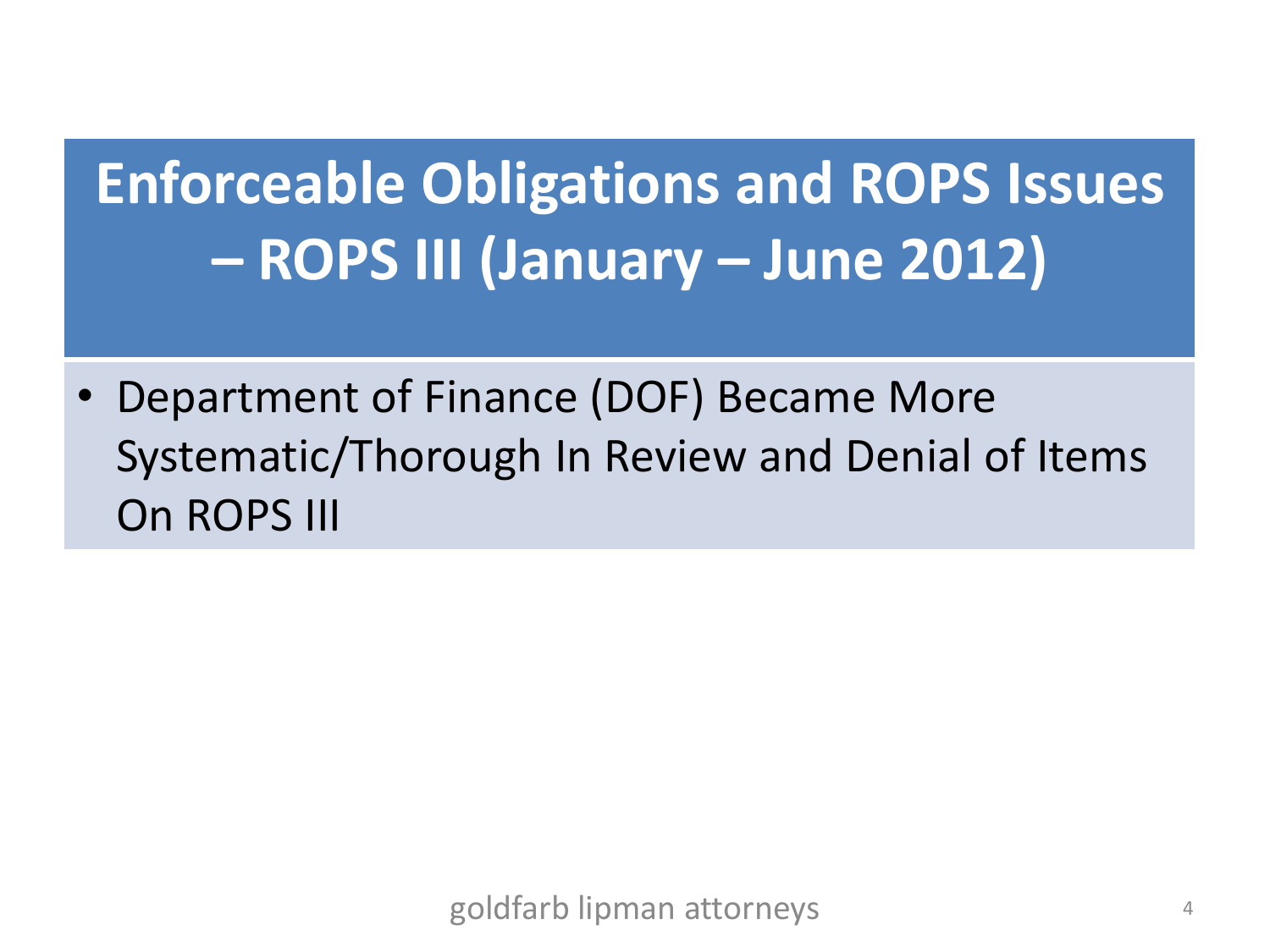# Enforceable Obligations and ROPS Issues – ROPS III (January – June 2012)

- Department of Finance (DOF) Became More Systematic/Thorough In Review and Denial of Items On ROPS III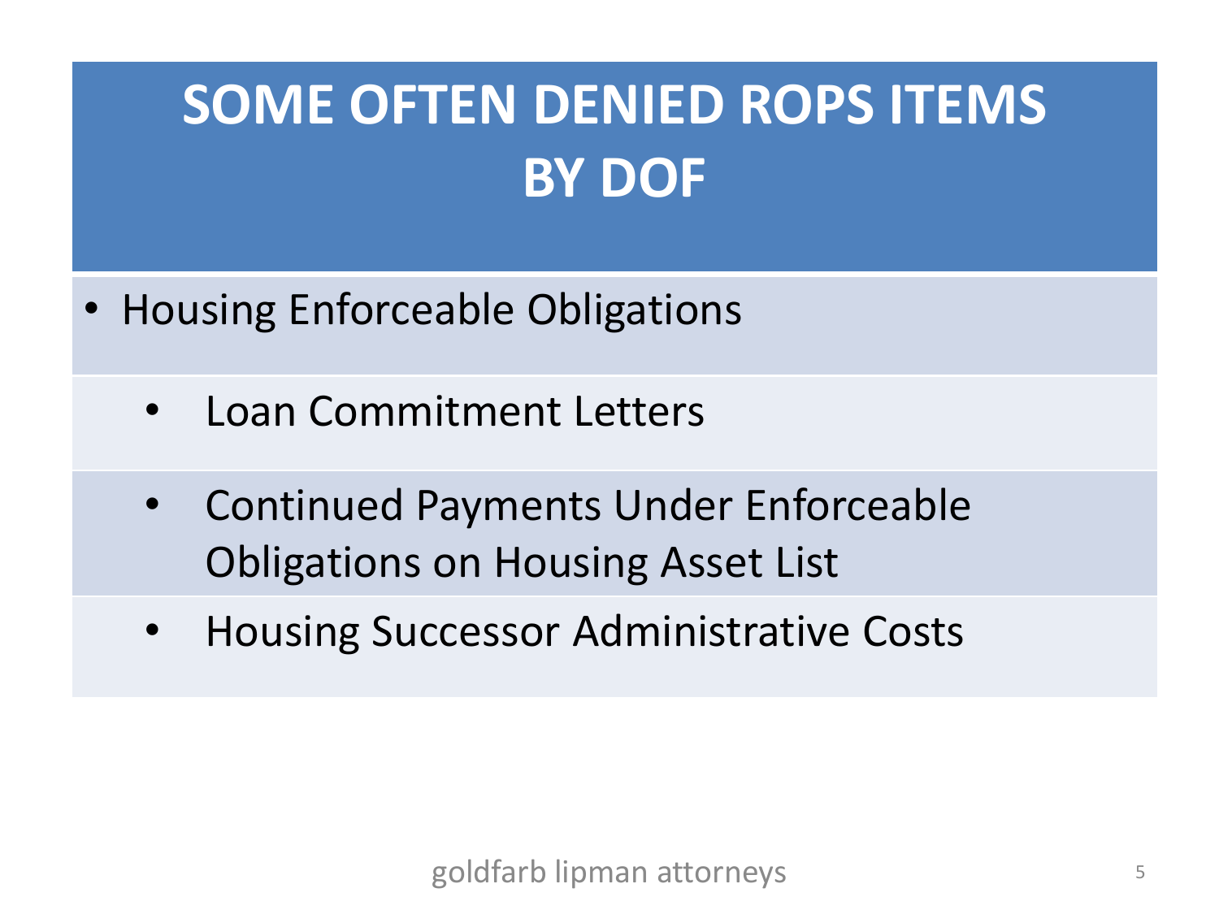# SOME OFTEN DENIED ROPS ITEMS BY DOF

- Housing Enforceable Obligations
  - Loan Commitment Letters
  - Continued Payments Under Enforceable Obligations on Housing Asset List
  - Housing Successor Administrative Costs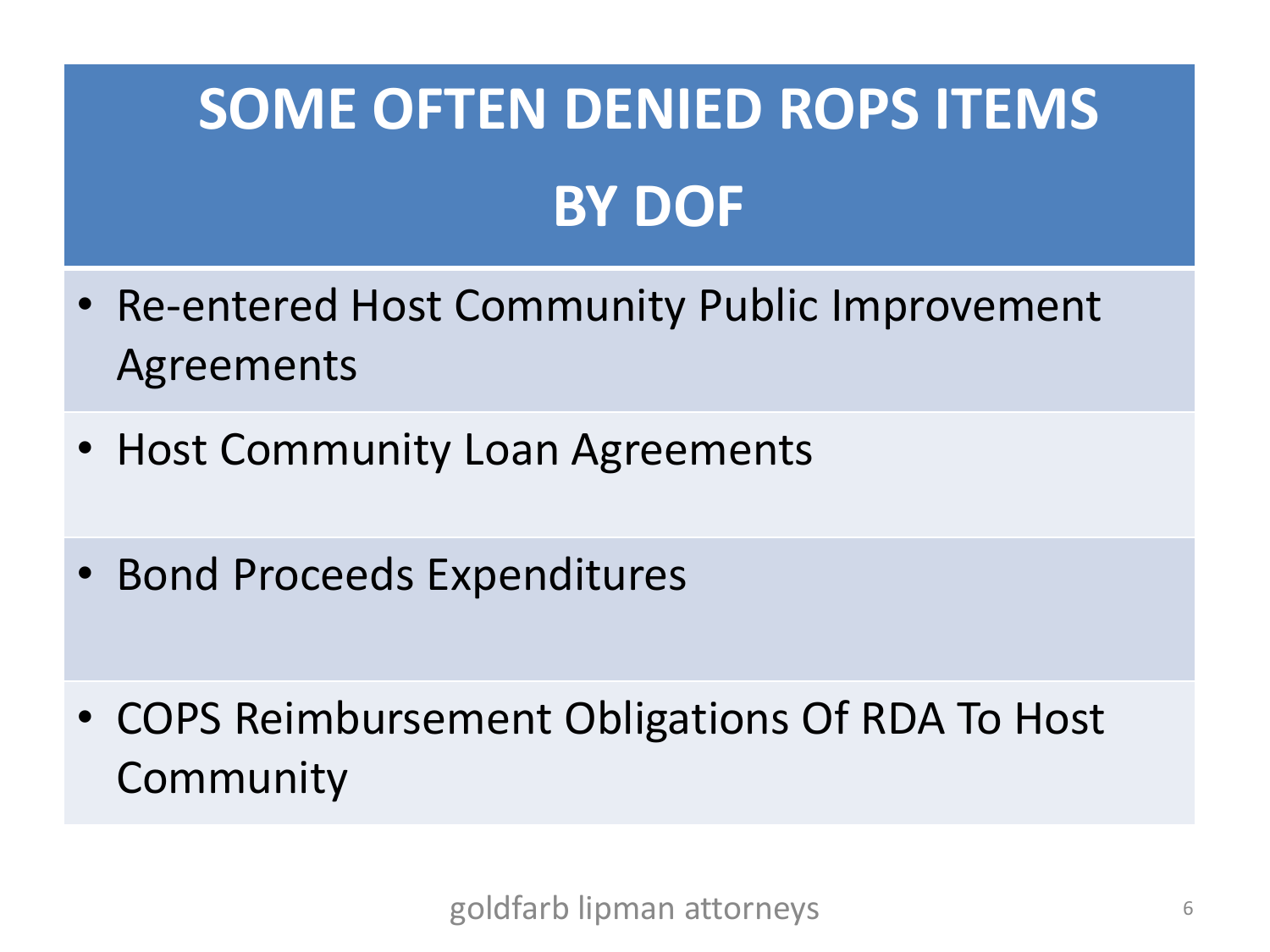# SOME OFTEN DENIED ROPS ITEMS BY DOF

- Re-entered Host Community Public Improvement Agreements
- Host Community Loan Agreements
- Bond Proceeds Expenditures
- COPS Reimbursement Obligations Of RDA To Host Community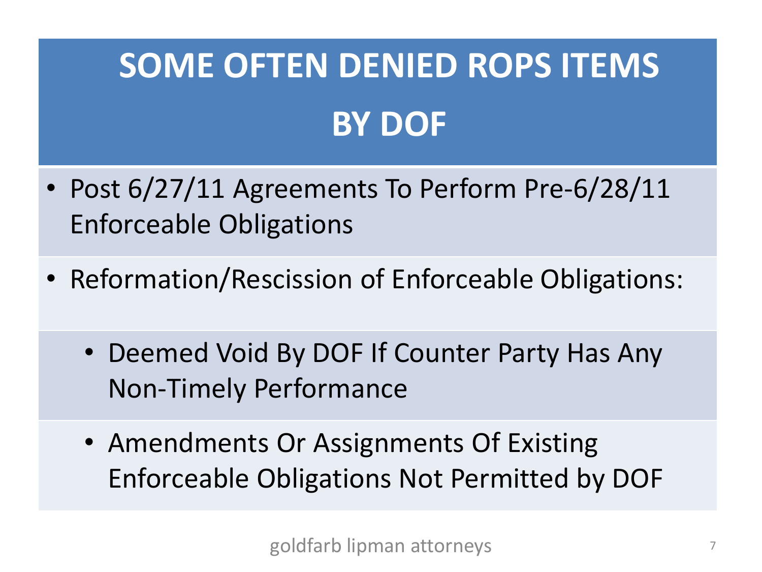# SOME OFTEN DENIED ROPS ITEMS BY DOF

- Post 6/27/11 Agreements To Perform Pre-6/28/11 Enforceable Obligations
- Reformation/Rescission of Enforceable Obligations:
  - Deemed Void By DOF If Counter Party Has Any Non-Timely Performance
  - Amendments Or Assignments Of Existing Enforceable Obligations Not Permitted by DOF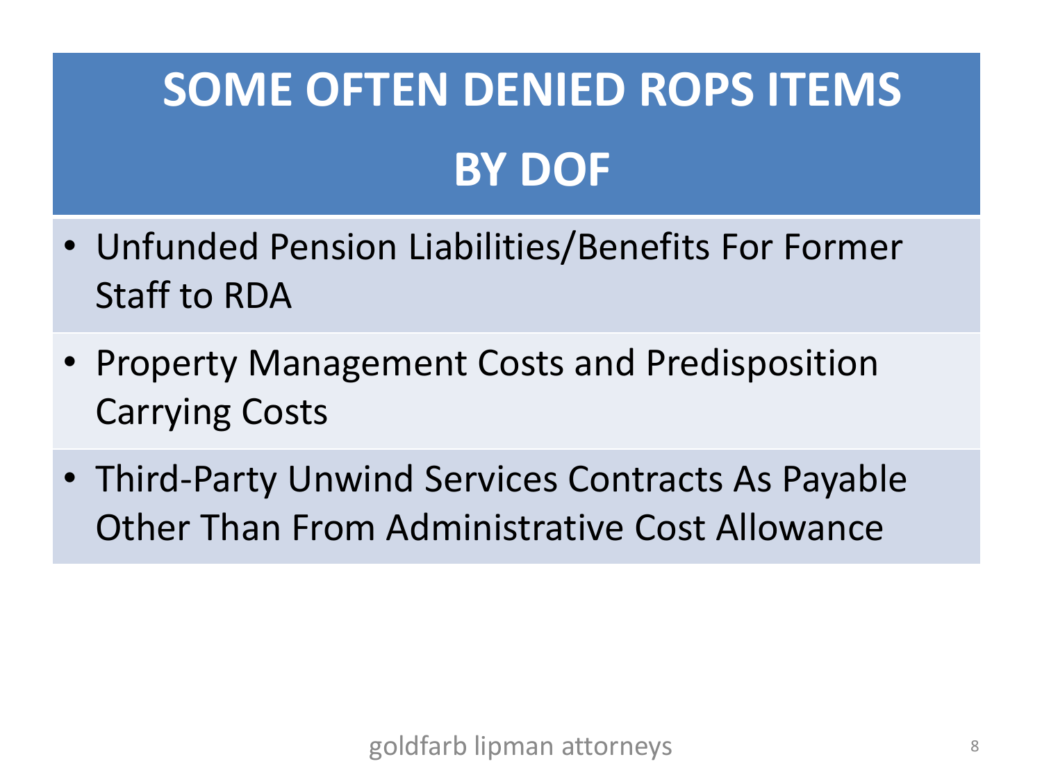# SOME OFTEN DENIED ROPS ITEMS BY DOF

- Unfunded Pension Liabilities/Benefits For Former Staff to RDA
- Property Management Costs and Predisposition Carrying Costs
- Third-Party Unwind Services Contracts As Payable Other Than From Administrative Cost Allowance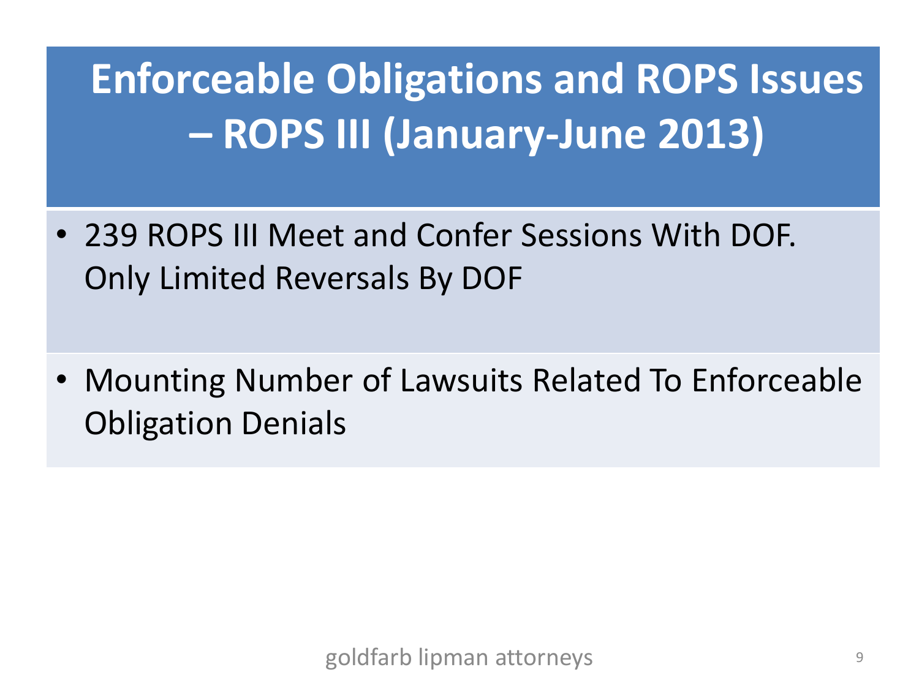# Enforceable Obligations and ROPS Issues – ROPS III (January-June 2013)

- 239 ROPS III Meet and Confer Sessions With DOF. Only Limited Reversals By DOF
- Mounting Number of Lawsuits Related To Enforceable Obligation Denials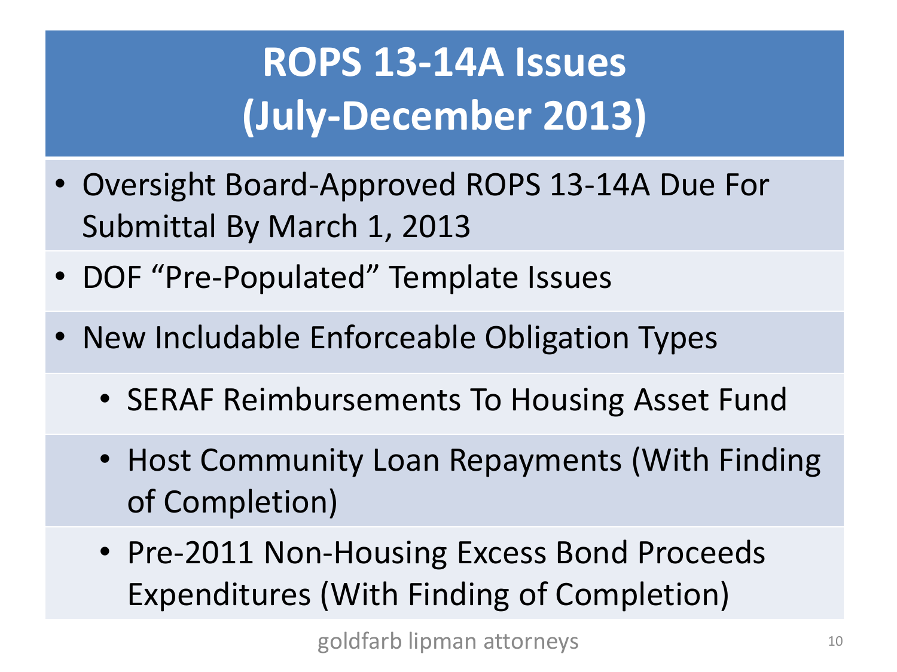# ROPS 13-14A Issues (July-December 2013)

- Oversight Board-Approved ROPS 13-14A Due For Submittal By March 1, 2013
- DOF "Pre-Populated" Template Issues
- New Includable Enforceable Obligation Types
  - SERAF Reimbursements To Housing Asset Fund
  - Host Community Loan Repayments (With Finding of Completion)
  - Pre-2011 Non-Housing Excess Bond Proceeds Expenditures (With Finding of Completion)

goldfarb lipman attorneys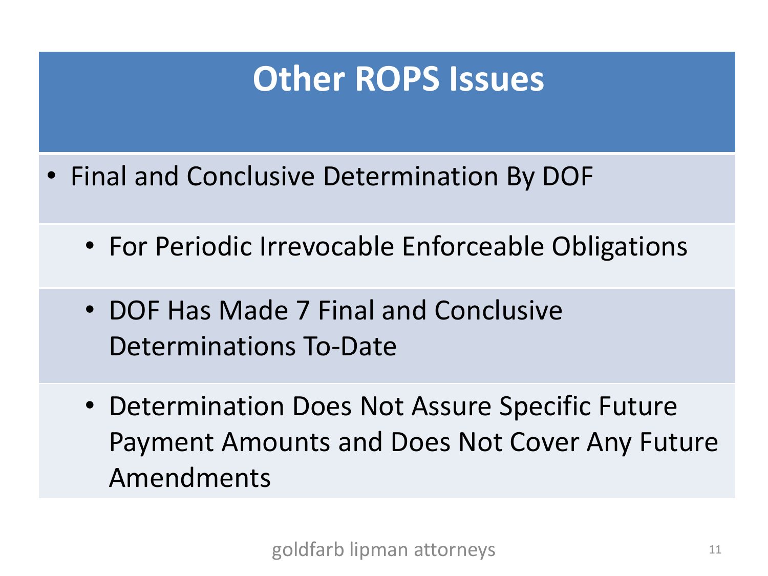# Other ROPS Issues

- Final and Conclusive Determination By DOF
  - For Periodic Irrevocable Enforceable Obligations
  - DOF Has Made 7 Final and Conclusive Determinations To-Date
  - Determination Does Not Assure Specific Future Payment Amounts and Does Not Cover Any Future Amendments

goldfarb lipman attorneys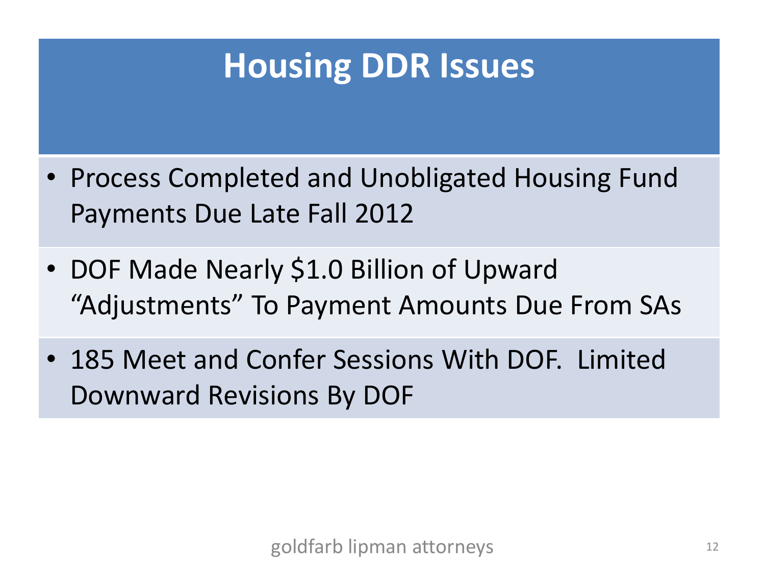# Housing DDR Issues

- Process Completed and Unobligated Housing Fund Payments Due Late Fall 2012
- DOF Made Nearly $1.0 Billion of Upward “Adjustments” To Payment Amounts Due From SAs
- 185 Meet and Confer Sessions With DOF. Limited Downward Revisions By DOF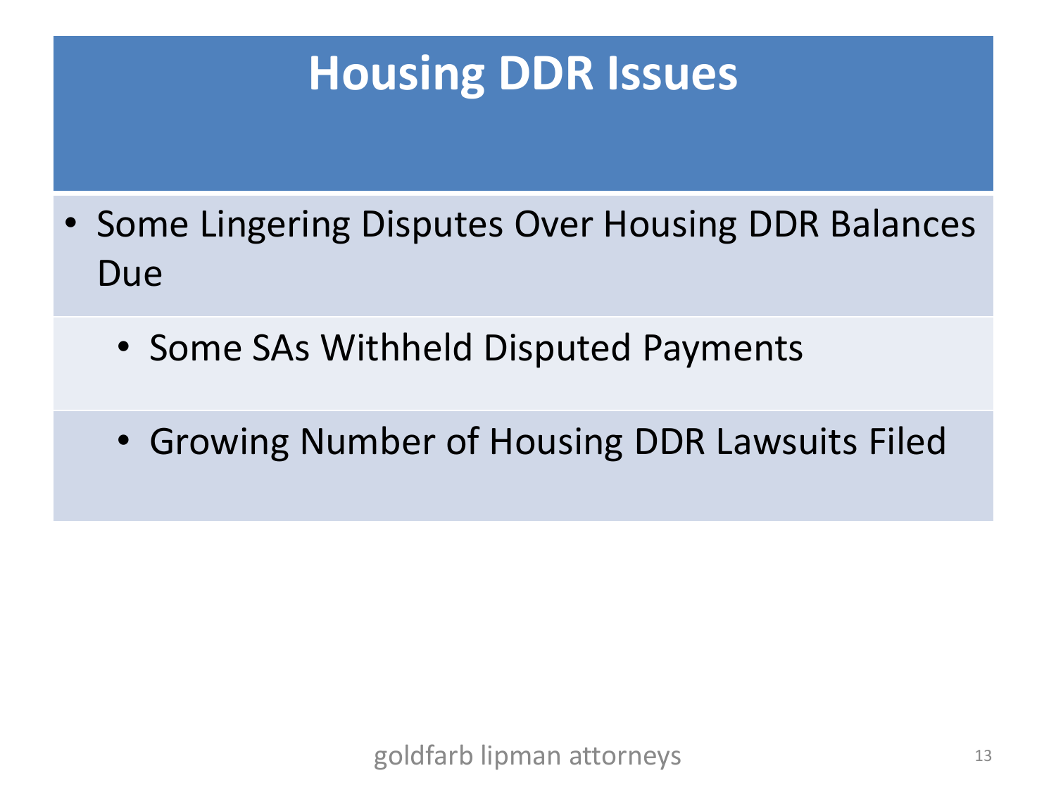# Housing DDR Issues

- Some Lingering Disputes Over Housing DDR Balances Due
  - Some SAs Withheld Disputed Payments
  - Growing Number of Housing DDR Lawsuits Filed

goldfarb lipman attorneys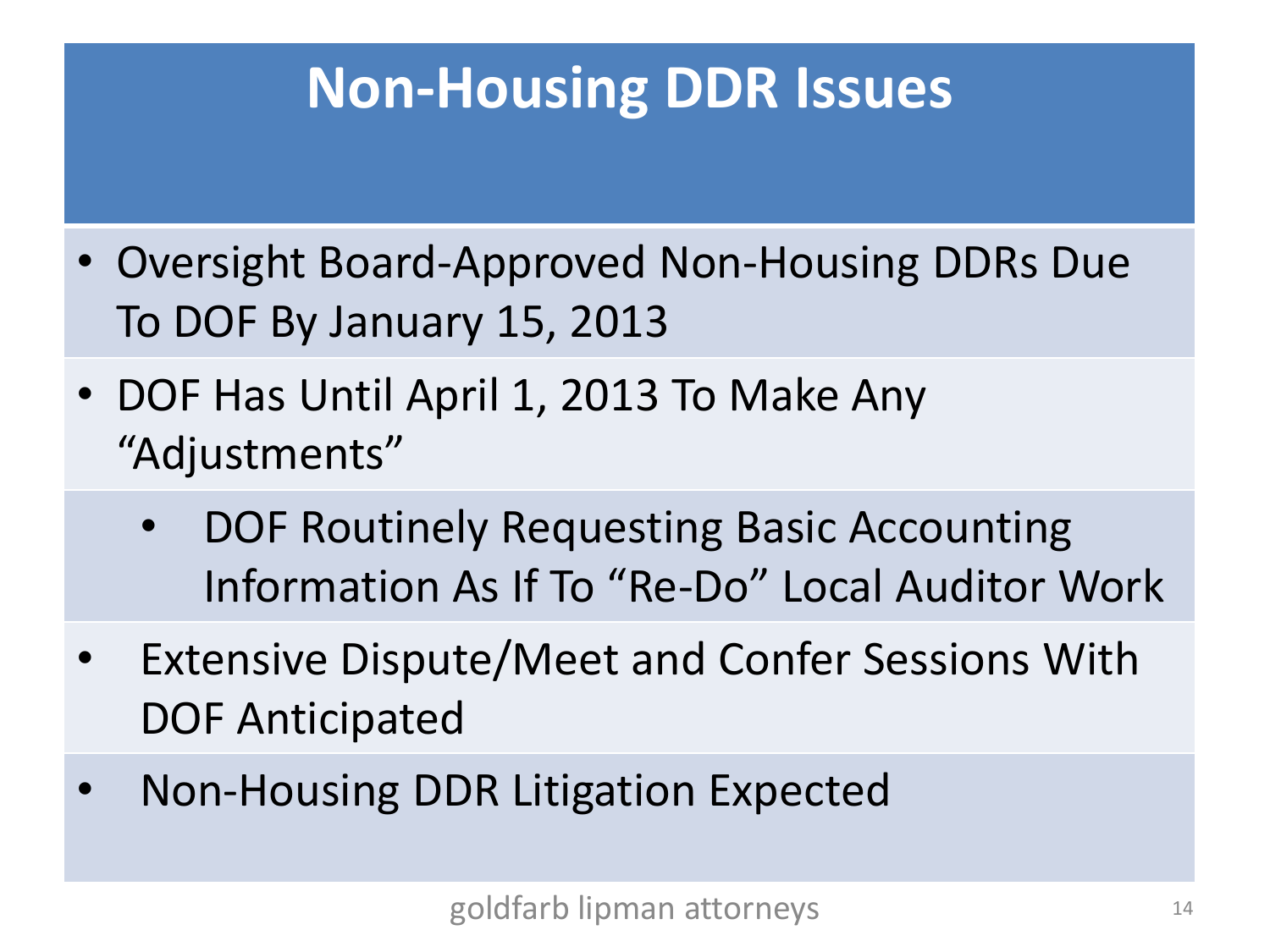# Non-Housing DDR Issues

- Oversight Board-Approved Non-Housing DDRs Due To DOF By January 15, 2013
- DOF Has Until April 1, 2013 To Make Any "Adjustments"
  - DOF Routinely Requesting Basic Accounting Information As If To "Re-Do" Local Auditor Work
- Extensive Dispute/Meet and Confer Sessions With DOF Anticipated
- Non-Housing DDR Litigation Expected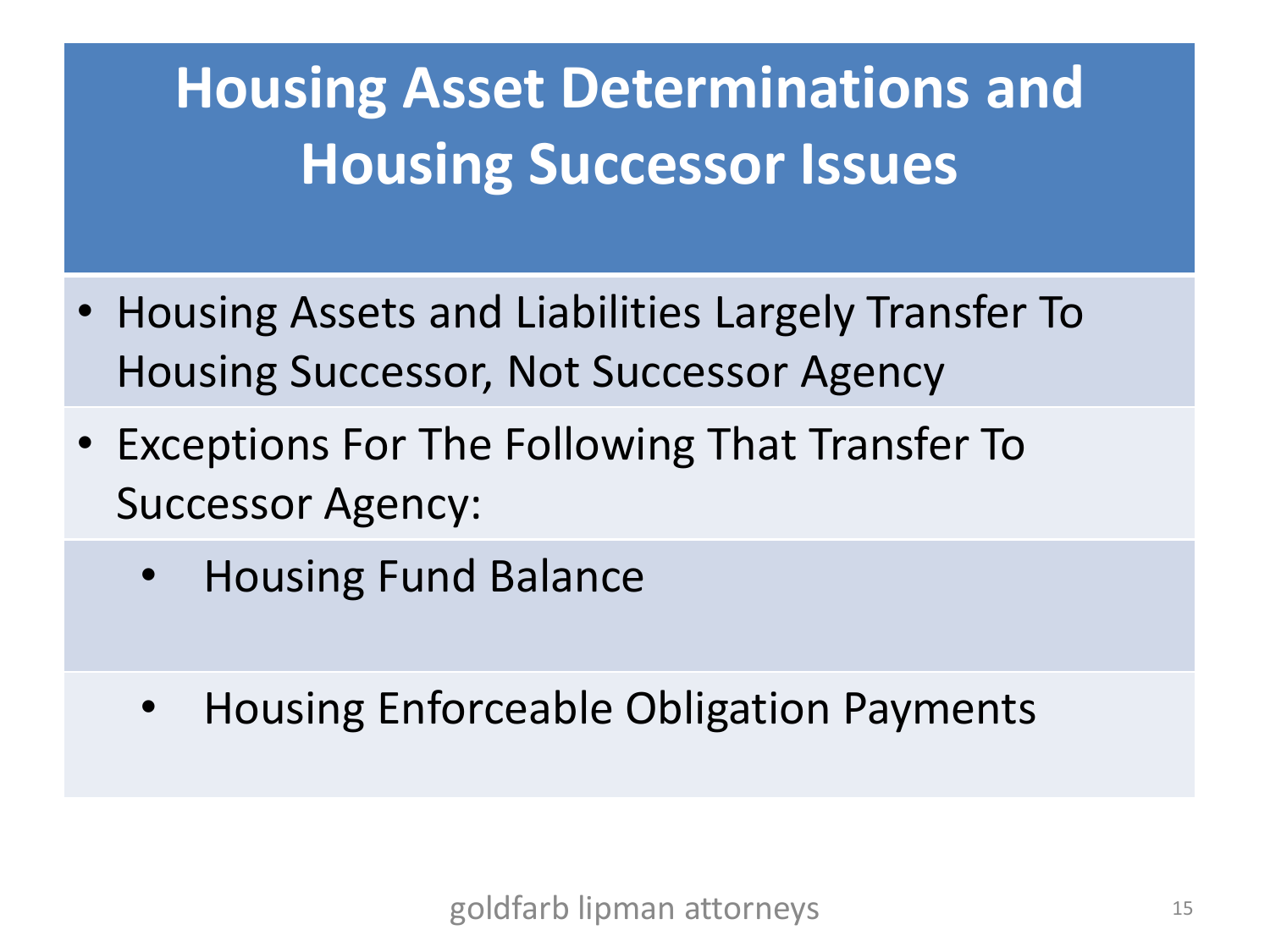# Housing Asset Determinations and Housing Successor Issues

- Housing Assets and Liabilities Largely Transfer To Housing Successor, Not Successor Agency
- Exceptions For The Following That Transfer To Successor Agency:
  - Housing Fund Balance
  - Housing Enforceable Obligation Payments

goldfarb lipman attorneys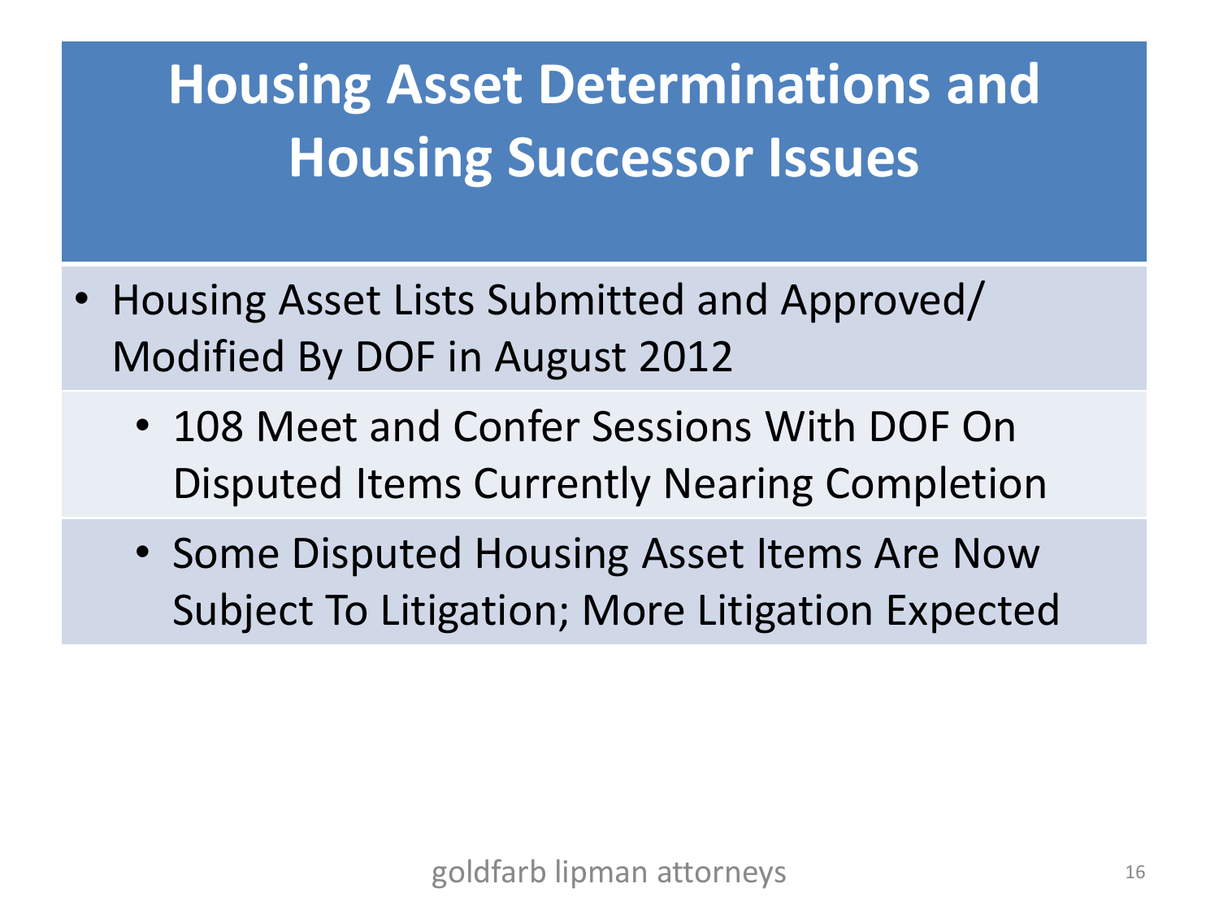# Housing Asset Determinations and Housing Successor Issues

- Housing Asset Lists Submitted and Approved/ Modified By DOF in August 2012
  - 108 Meet and Confer Sessions With DOF On Disputed Items Currently Nearing Completion
  - Some Disputed Housing Asset Items Are Now Subject To Litigation; More Litigation Expected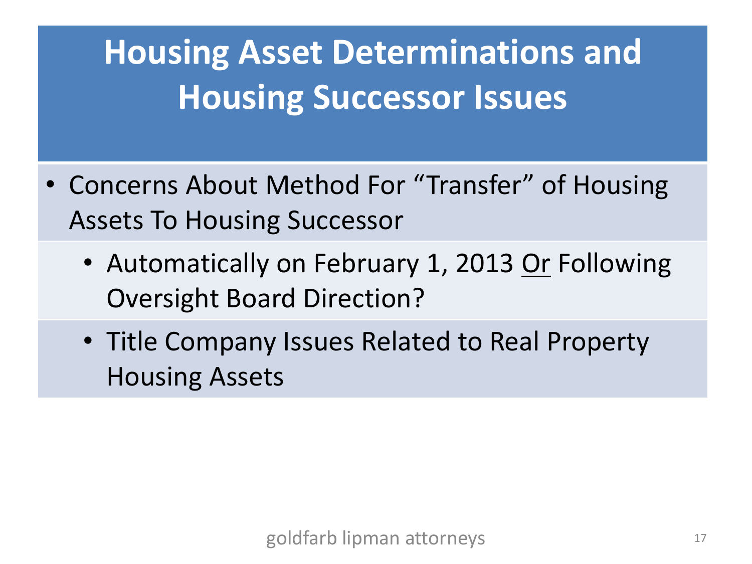# Housing Asset Determinations and Housing Successor Issues

- Concerns About Method For "Transfer" of Housing Assets To Housing Successor
  - Automatically on February 1, 2013 <u>Or</u> Following Oversight Board Direction?
  - Title Company Issues Related to Real Property Housing Assets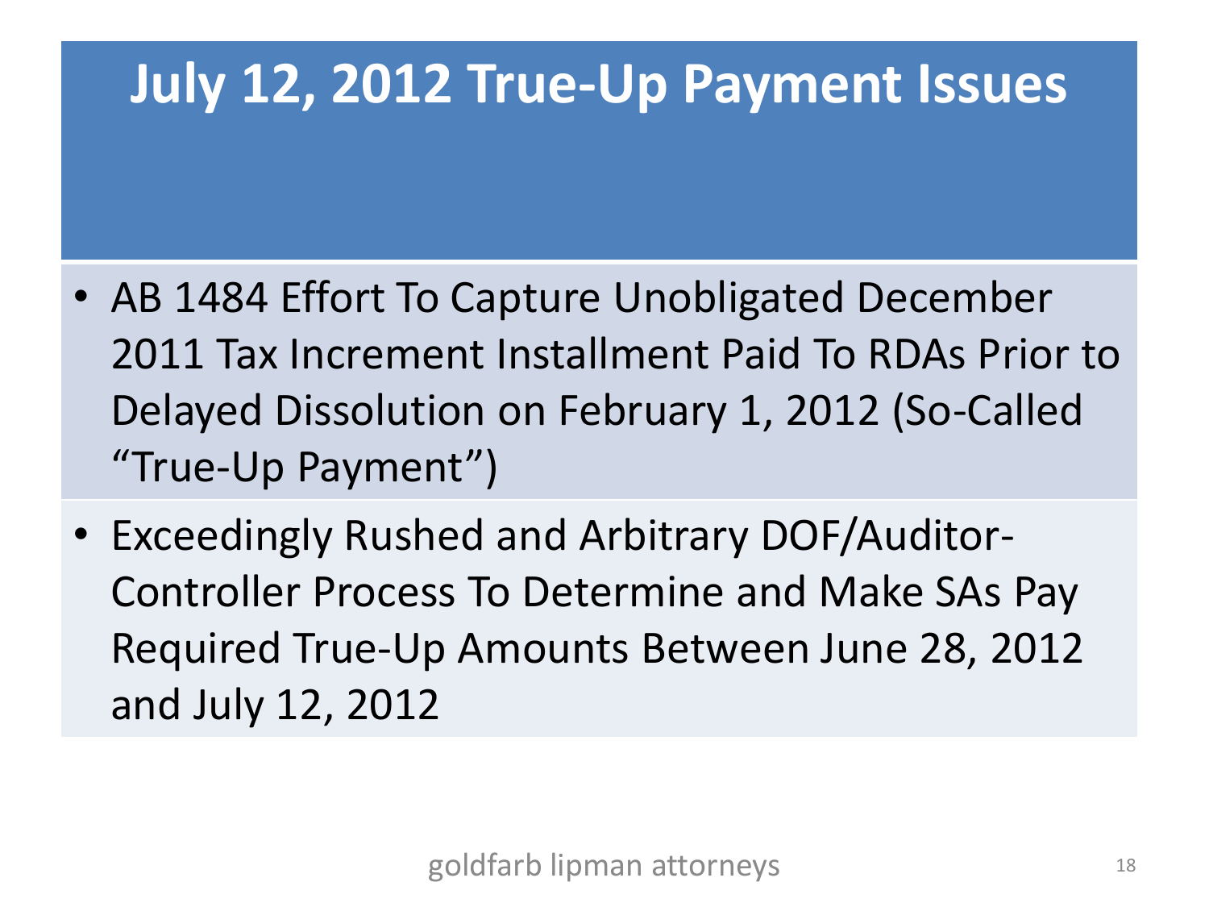# July 12, 2012 True-Up Payment Issues

- AB 1484 Effort To Capture Unobligated December 2011 Tax Increment Installment Paid To RDAs Prior to Delayed Dissolution on February 1, 2012 (So-Called "True-Up Payment")
- Exceedingly Rushed and Arbitrary DOF/Auditor-Controller Process To Determine and Make SAs Pay Required True-Up Amounts Between June 28, 2012 and July 12, 2012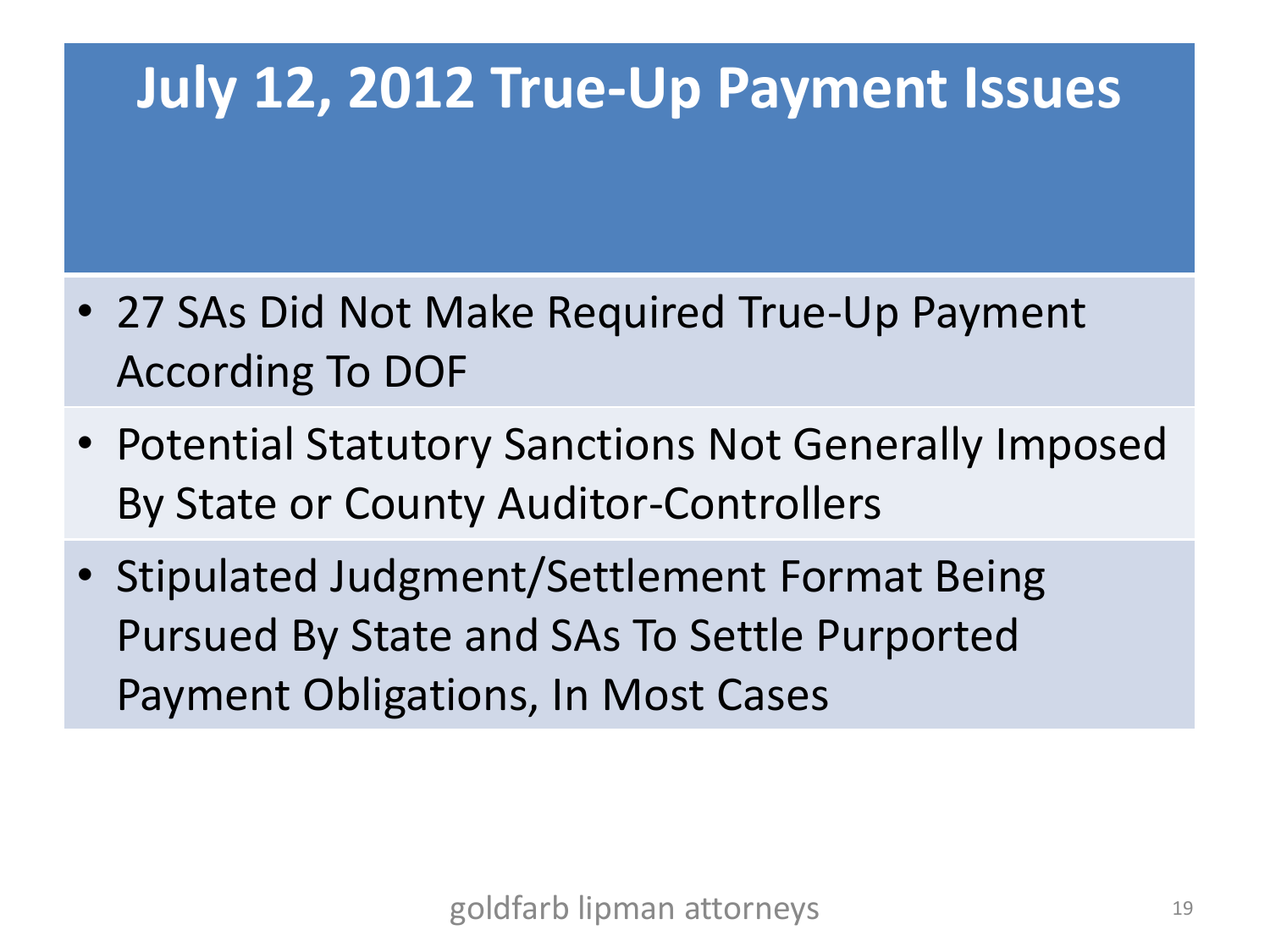# July 12, 2012 True-Up Payment Issues

- 27 SAs Did Not Make Required True-Up Payment According To DOF
- Potential Statutory Sanctions Not Generally Imposed By State or County Auditor-Controllers
- Stipulated Judgment/Settlement Format Being Pursued By State and SAs To Settle Purported Payment Obligations, In Most Cases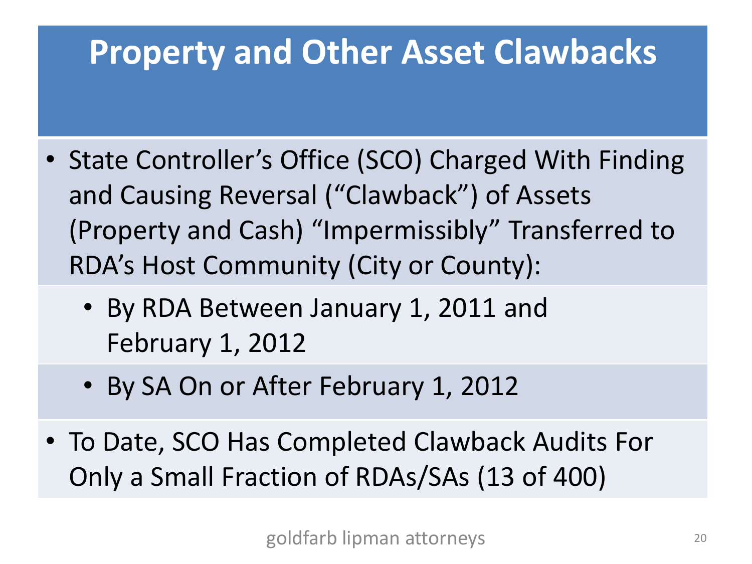# Property and Other Asset Clawbacks

- State Controller’s Office (SCO) Charged With Finding and Causing Reversal (“Clawback”) of Assets (Property and Cash) “Impermissibly” Transferred to RDA’s Host Community (City or County):
  - By RDA Between January 1, 2011 and February 1, 2012
  - By SA On or After February 1, 2012
- To Date, SCO Has Completed Clawback Audits For Only a Small Fraction of RDAs/SAs (13 of 400)

goldfarb lipman attorneys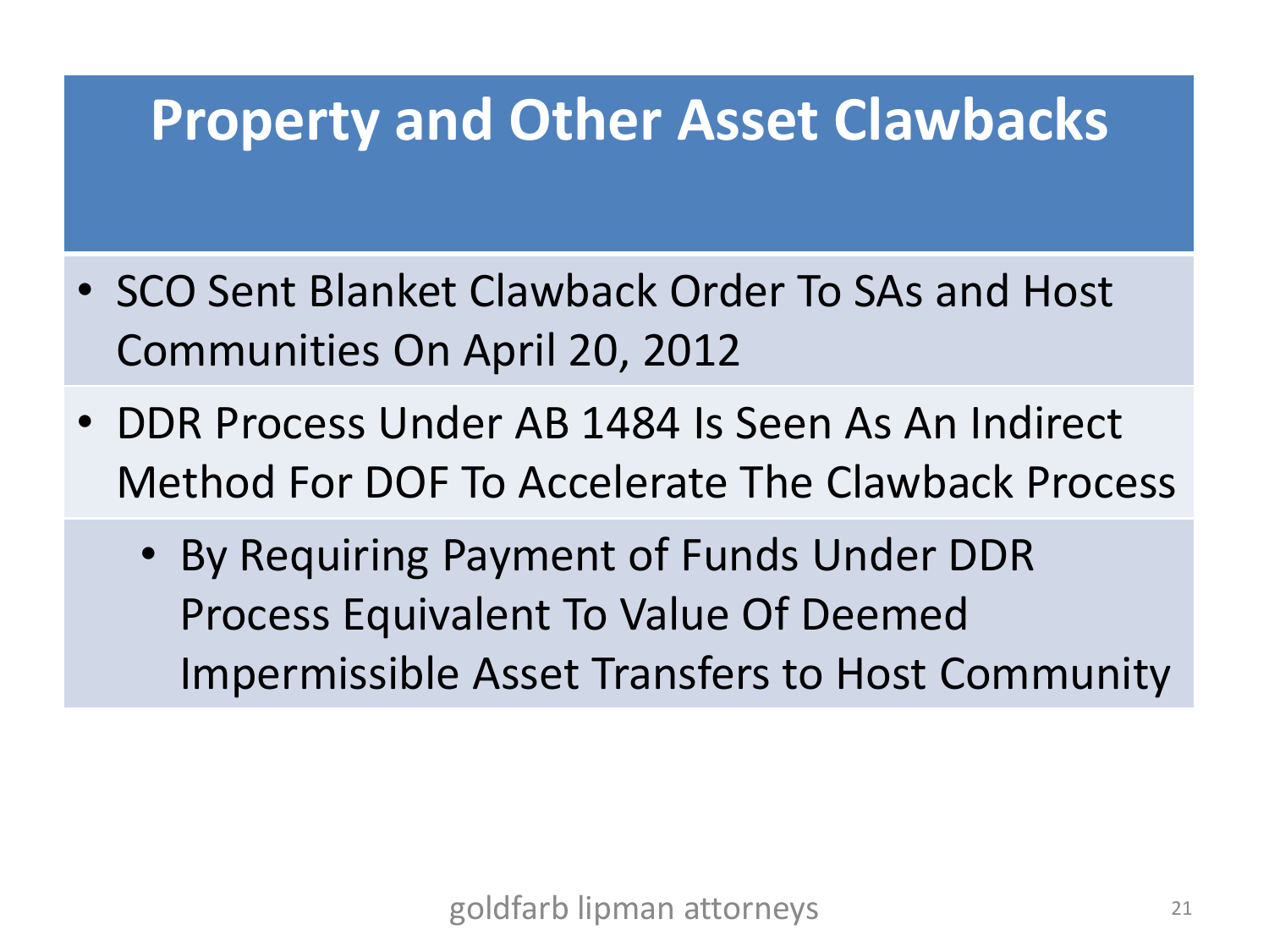# Property and Other Asset Clawbacks

- SCO Sent Blanket Clawback Order To SAs and Host Communities On April 20, 2012
- DDR Process Under AB 1484 Is Seen As An Indirect Method For DOF To Accelerate The Clawback Process
  - By Requiring Payment of Funds Under DDR Process Equivalent To Value Of Deemed Impermissible Asset Transfers to Host Community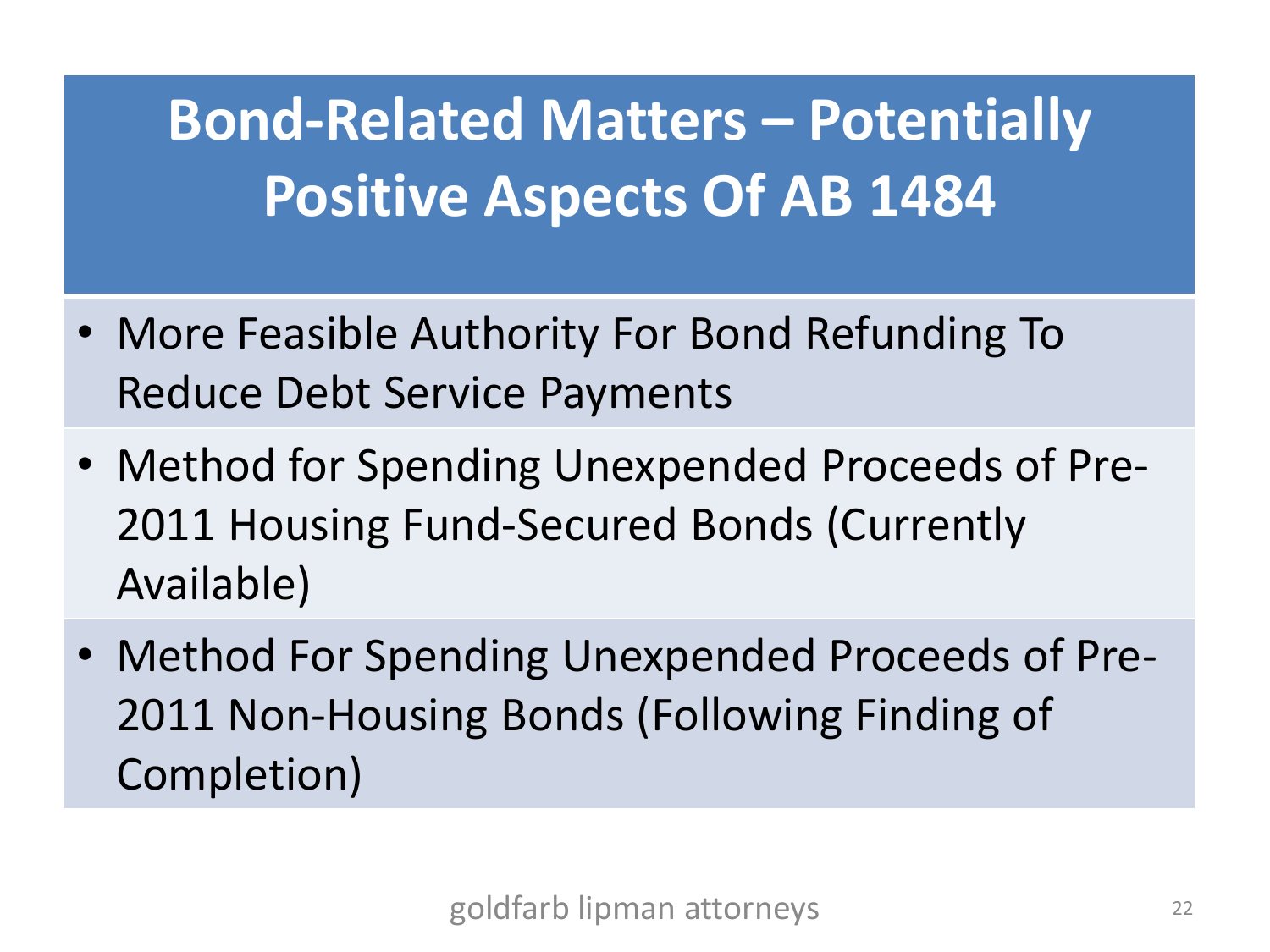# Bond-Related Matters – Potentially Positive Aspects Of AB 1484

- More Feasible Authority For Bond Refunding To Reduce Debt Service Payments
- Method for Spending Unexpended Proceeds of Pre-2011 Housing Fund-Secured Bonds (Currently Available)
- Method For Spending Unexpended Proceeds of Pre-2011 Non-Housing Bonds (Following Finding of Completion)

goldfarb lipman attorneys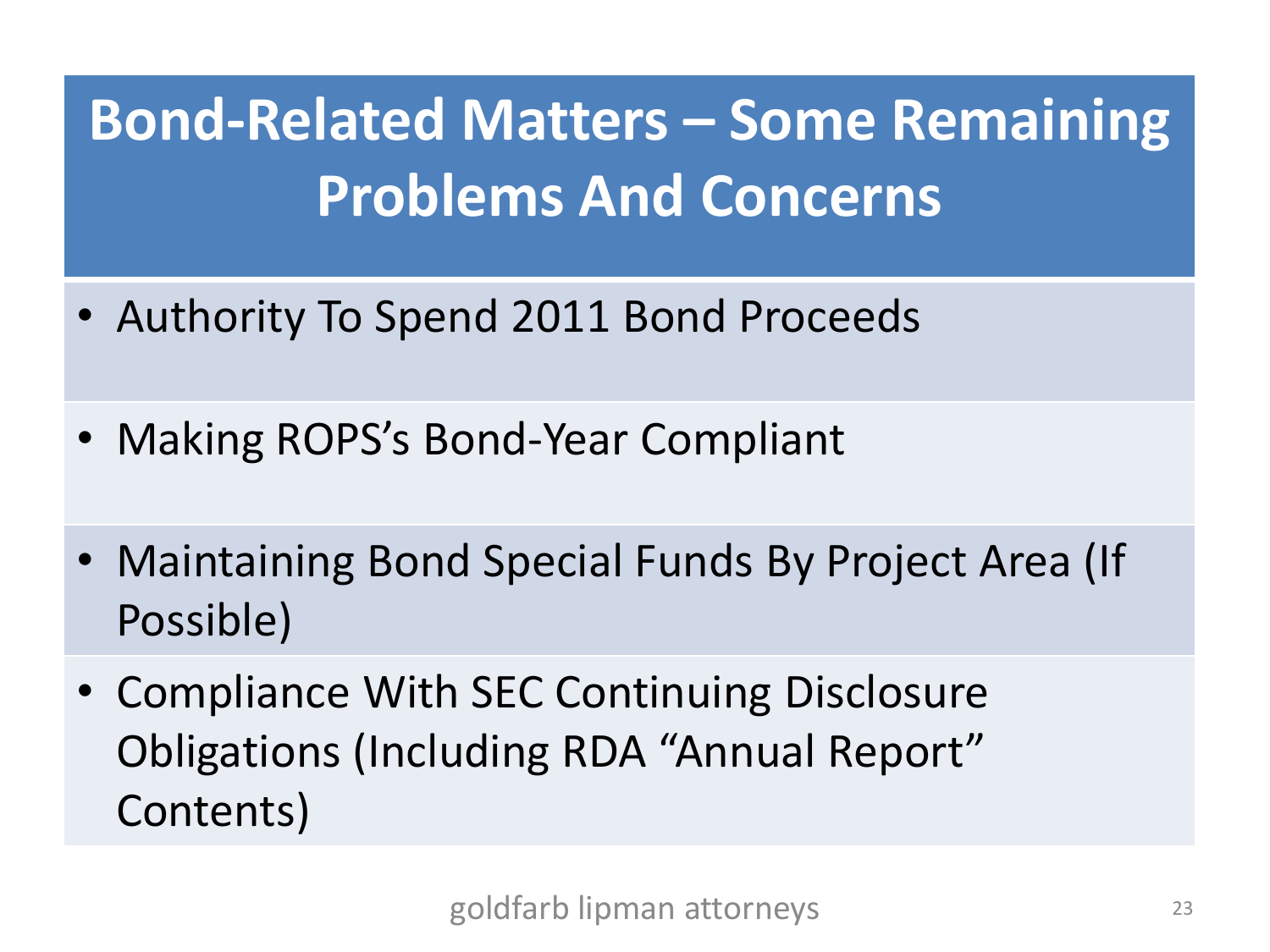# Bond-Related Matters – Some Remaining Problems And Concerns

- Authority To Spend 2011 Bond Proceeds
- Making ROPS's Bond-Year Compliant
- Maintaining Bond Special Funds By Project Area (If Possible)
- Compliance With SEC Continuing Disclosure Obligations (Including RDA "Annual Report" Contents)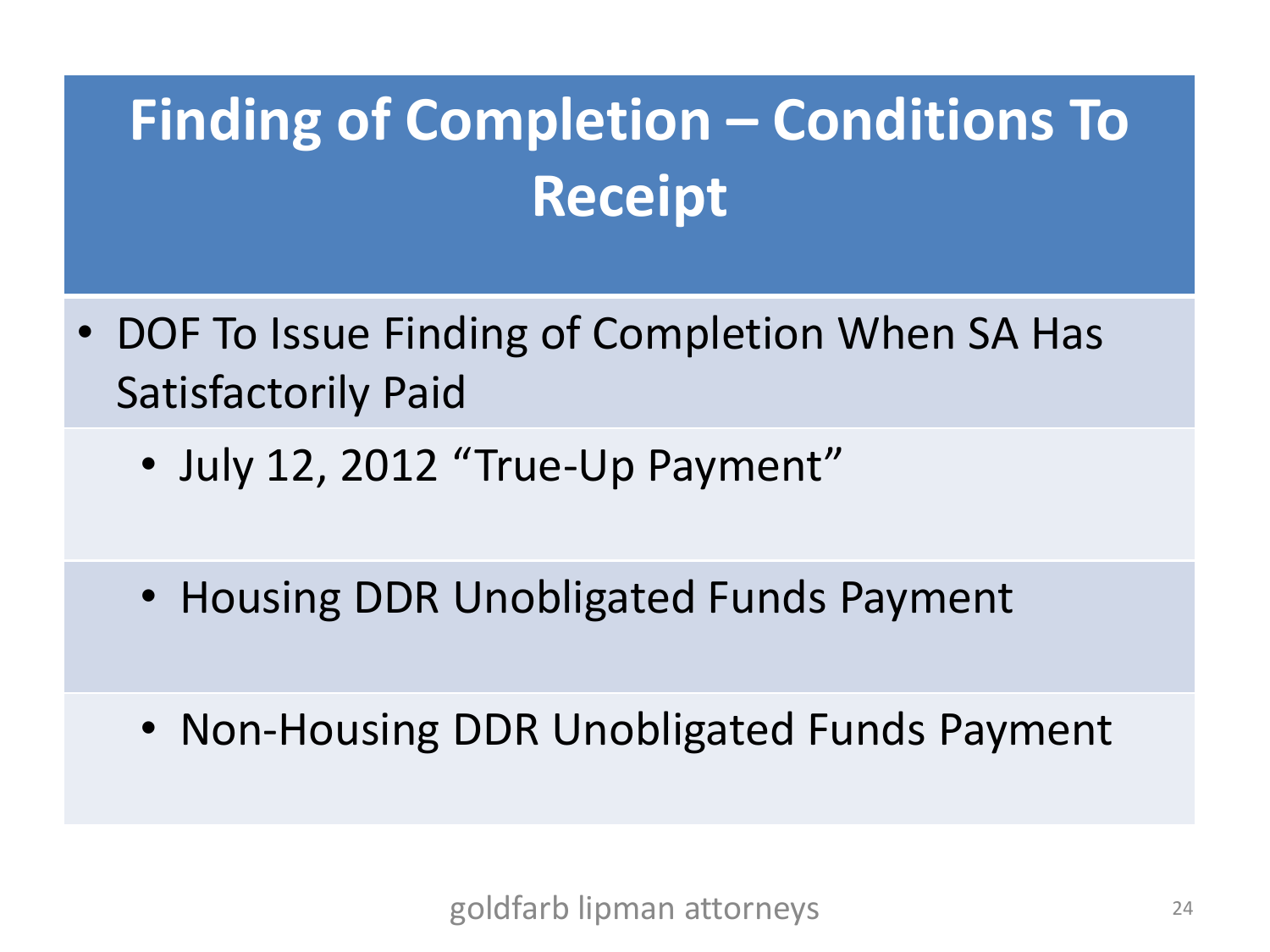# Finding of Completion – Conditions To Receipt

- DOF To Issue Finding of Completion When SA Has Satisfactorily Paid
  - July 12, 2012 "True-Up Payment"
  - Housing DDR Unobligated Funds Payment
  - Non-Housing DDR Unobligated Funds Payment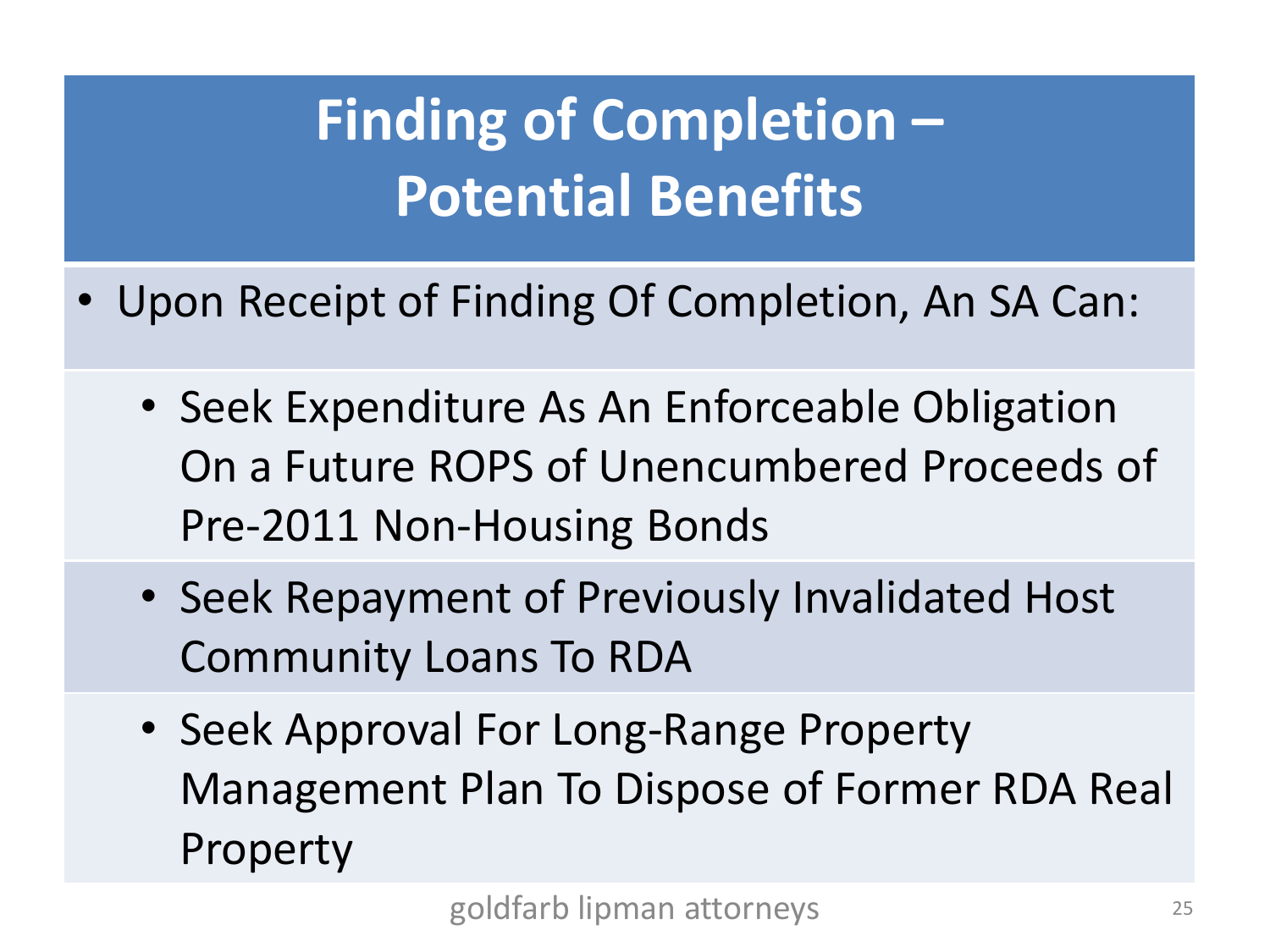# Finding of Completion – Potential Benefits

- Upon Receipt of Finding Of Completion, An SA Can:
  - Seek Expenditure As An Enforceable Obligation On a Future ROPS of Unencumbered Proceeds of Pre-2011 Non-Housing Bonds
  - Seek Repayment of Previously Invalidated Host Community Loans To RDA
  - Seek Approval For Long-Range Property Management Plan To Dispose of Former RDA Real Property

goldfarb lipman attorneys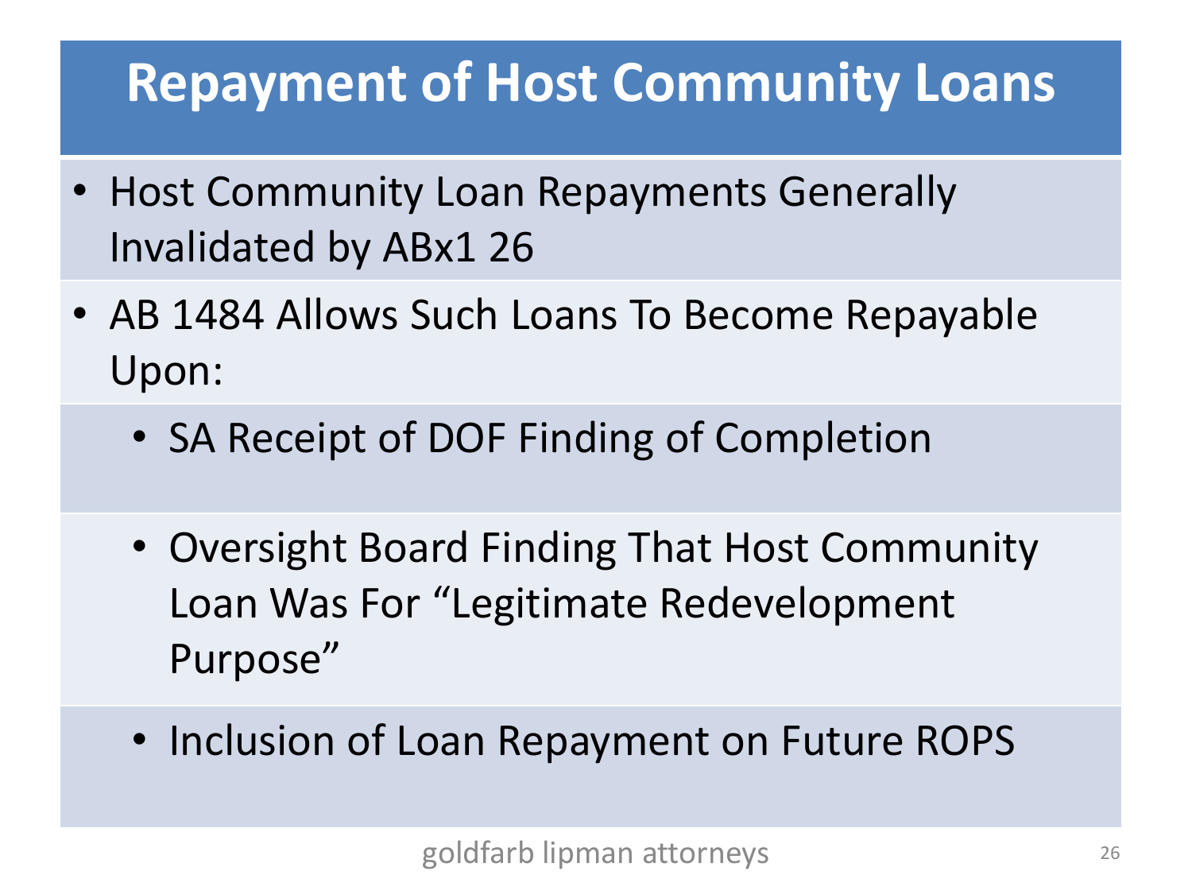# Repayment of Host Community Loans

- Host Community Loan Repayments Generally Invalidated by ABx1 26
- AB 1484 Allows Such Loans To Become Repayable Upon:
  - SA Receipt of DOF Finding of Completion
  - Oversight Board Finding That Host Community Loan Was For "Legitimate Redevelopment Purpose"
  - Inclusion of Loan Repayment on Future ROPS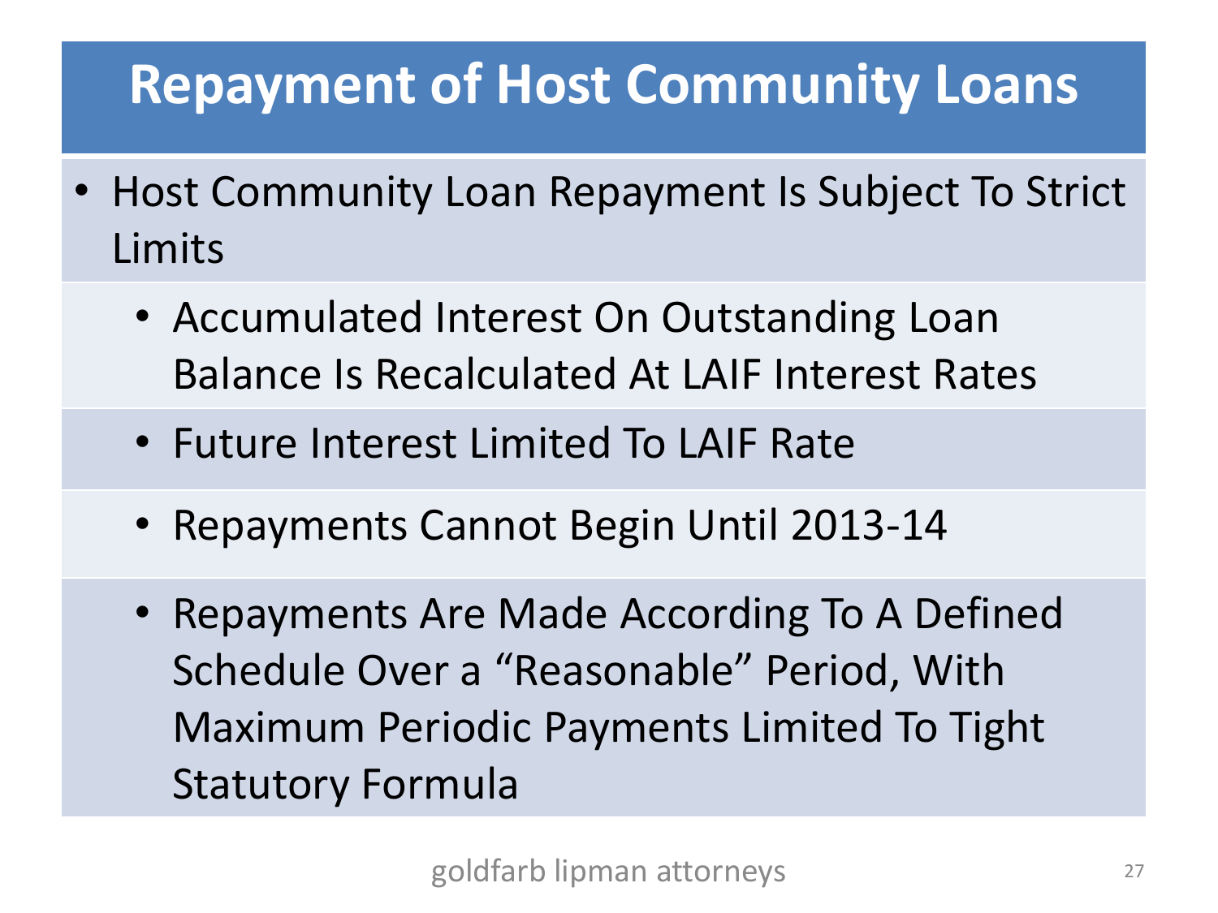# Repayment of Host Community Loans

- Host Community Loan Repayment Is Subject To Strict Limits
  - Accumulated Interest On Outstanding Loan Balance Is Recalculated At LAIF Interest Rates
  - Future Interest Limited To LAIF Rate
  - Repayments Cannot Begin Until 2013-14
  - Repayments Are Made According To A Defined Schedule Over a "Reasonable" Period, With Maximum Periodic Payments Limited To Tight Statutory Formula

goldfarb lipman attorneys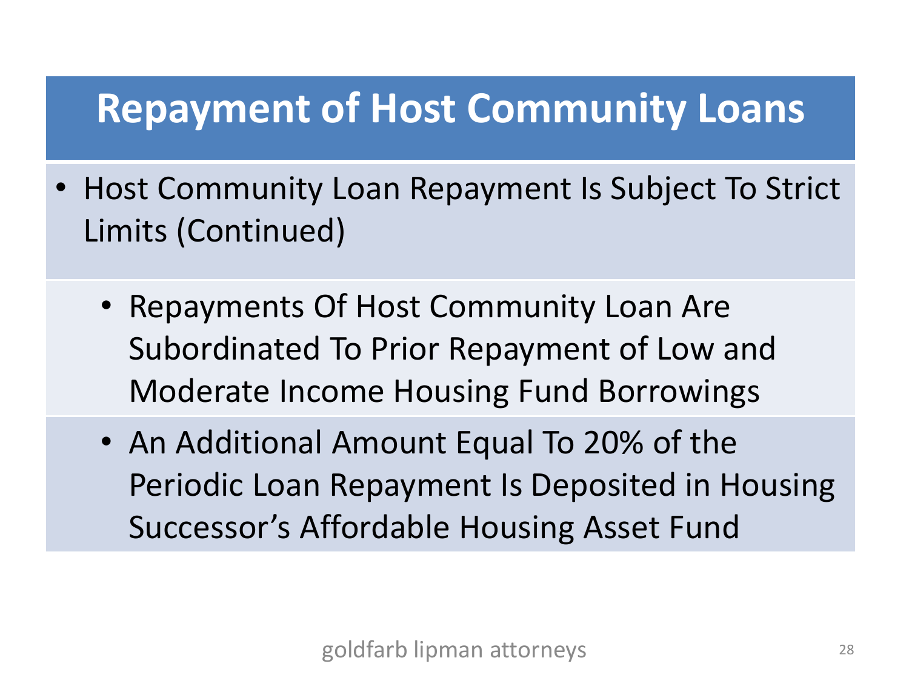# Repayment of Host Community Loans

- Host Community Loan Repayment Is Subject To Strict Limits (Continued)
  - Repayments Of Host Community Loan Are Subordinated To Prior Repayment of Low and Moderate Income Housing Fund Borrowings
  - An Additional Amount Equal To 20% of the Periodic Loan Repayment Is Deposited in Housing Successor's Affordable Housing Asset Fund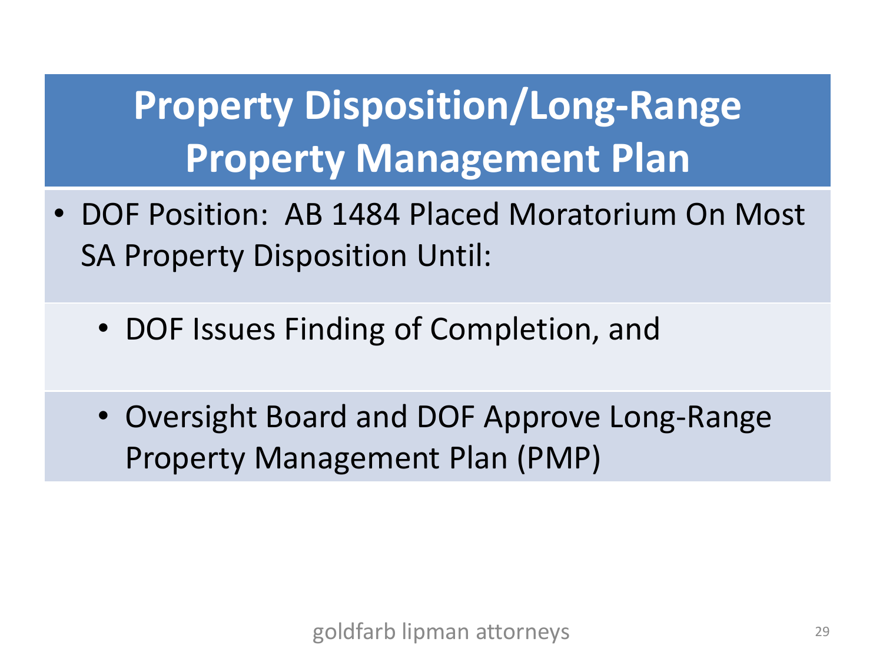# Property Disposition/Long-Range Property Management Plan

- DOF Position: AB 1484 Placed Moratorium On Most SA Property Disposition Until:
  - DOF Issues Finding of Completion, and
  - Oversight Board and DOF Approve Long-Range Property Management Plan (PMP)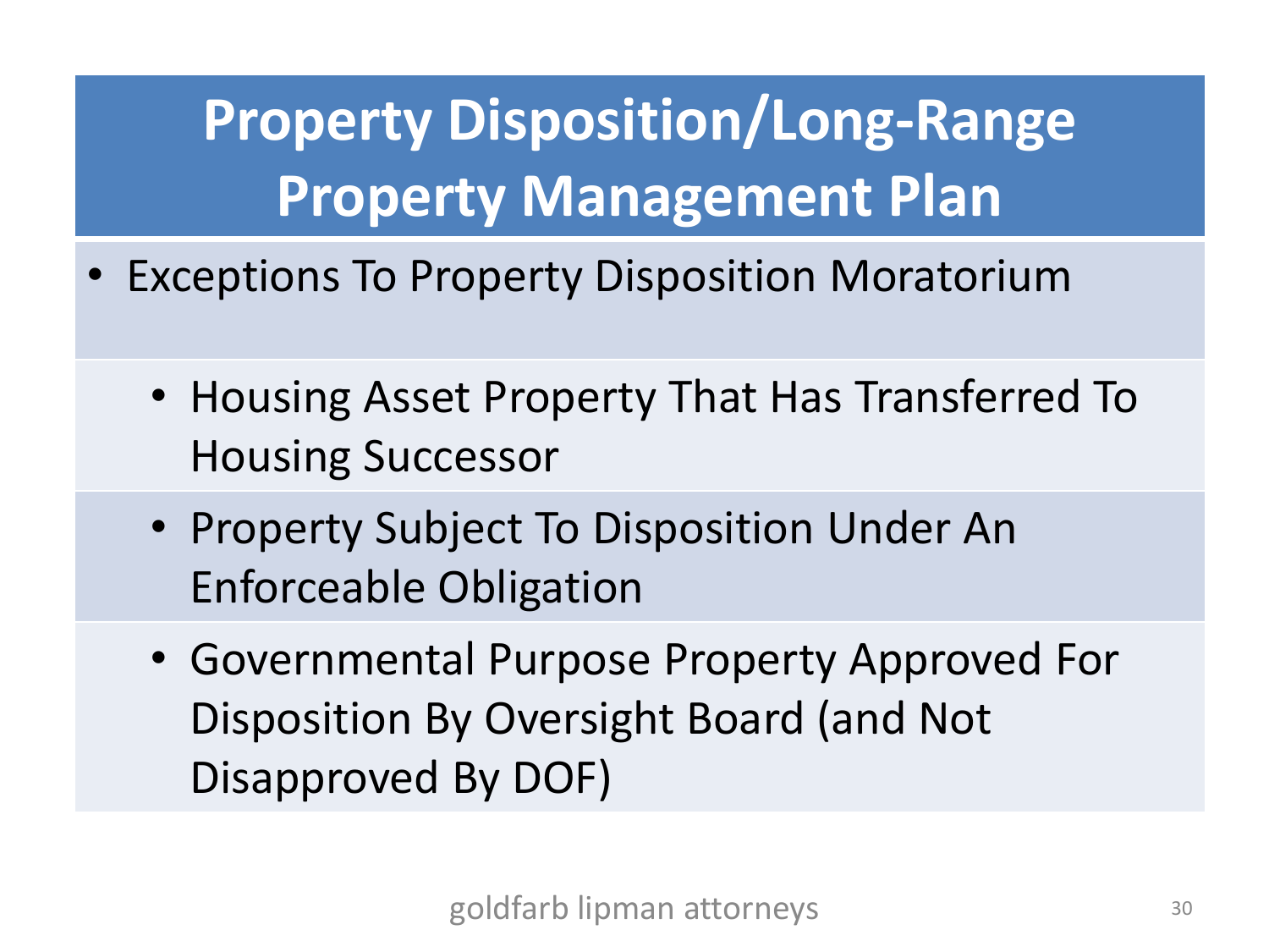# Property Disposition/Long-Range Property Management Plan

- Exceptions To Property Disposition Moratorium
  - Housing Asset Property That Has Transferred To Housing Successor
  - Property Subject To Disposition Under An Enforceable Obligation
  - Governmental Purpose Property Approved For Disposition By Oversight Board (and Not Disapproved By DOF)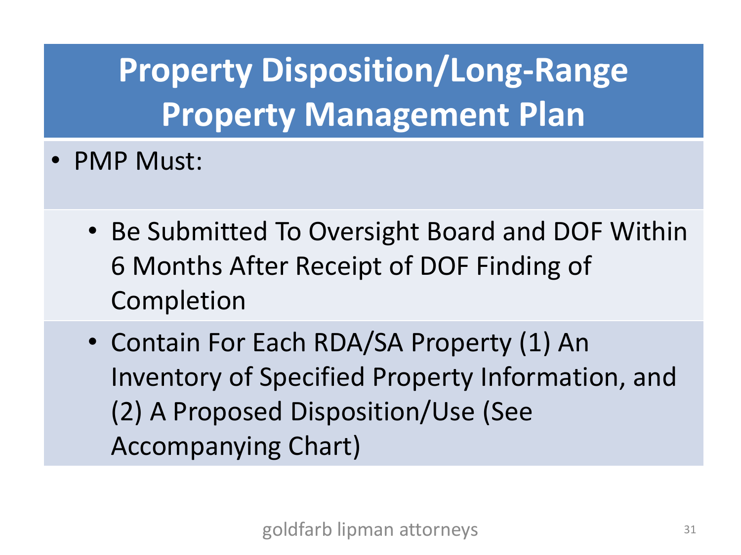# Property Disposition/Long-Range Property Management Plan

- PMP Must:
  - Be Submitted To Oversight Board and DOF Within 6 Months After Receipt of DOF Finding of Completion
  - Contain For Each RDA/SA Property (1) An Inventory of Specified Property Information, and (2) A Proposed Disposition/Use (See Accompanying Chart)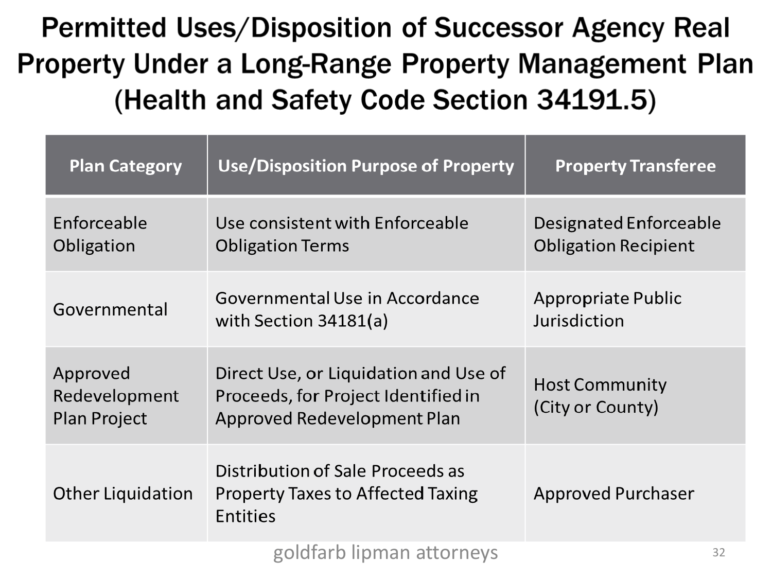# Permitted Uses/Disposition of Successor Agency Real Property Under a Long-Range Property Management Plan (Health and Safety Code Section 34191.5)

| Plan Category | Use/Disposition Purpose of Property | Property Transferee |
|---|---|---|
| Enforceable Obligation | Use consistent with Enforceable Obligation Terms | Designated Enforceable Obligation Recipient |
| Governmental | Governmental Use in Accordance with Section 34181(a) | Appropriate Public Jurisdiction |
| Approved Redevelopment Plan Project | Direct Use, or Liquidation and Use of Proceeds, for Project Identified in Approved Redevelopment Plan | Host Community (City or County) |
| Other Liquidation | Distribution of Sale Proceeds as Property Taxes to Affected Taxing Entities | Approved Purchaser |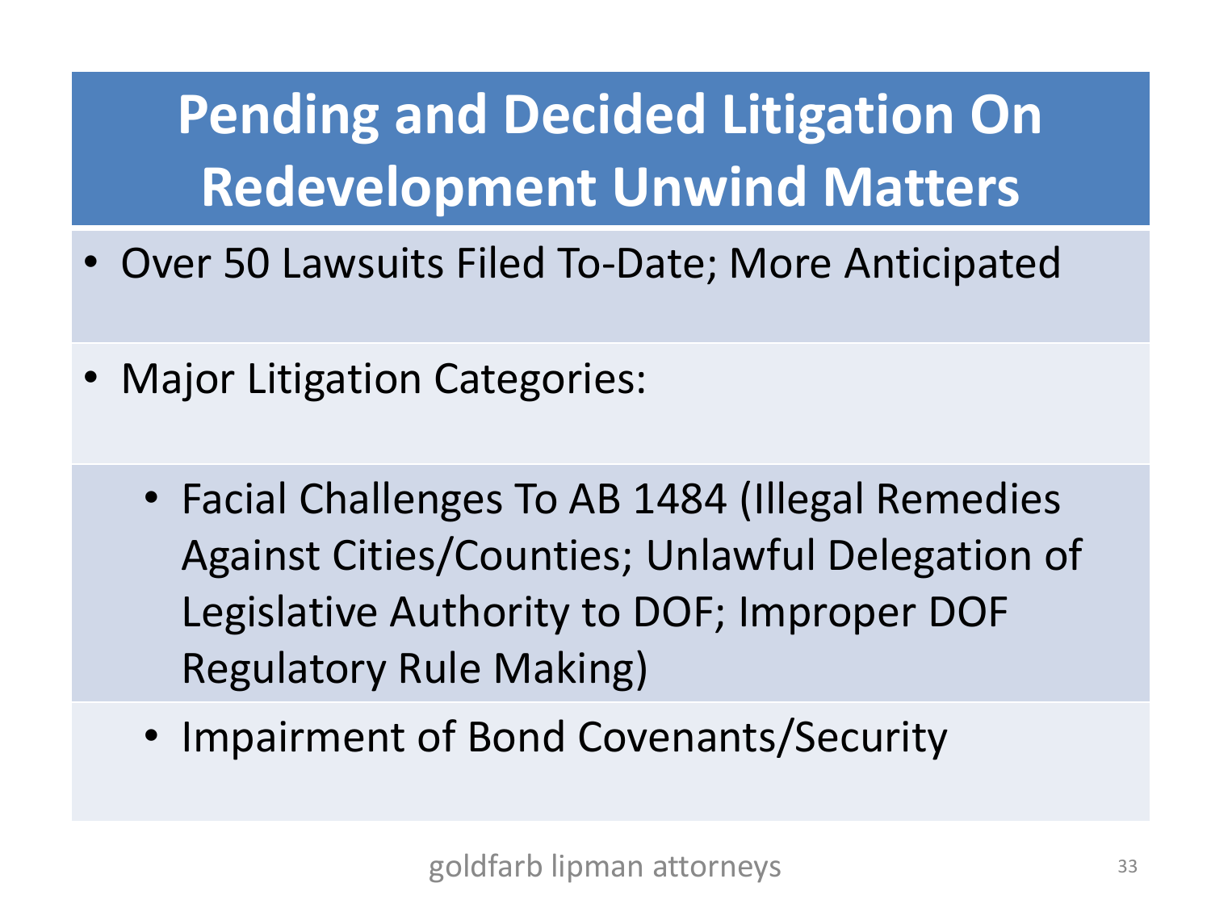# Pending and Decided Litigation On Redevelopment Unwind Matters

- Over 50 Lawsuits Filed To-Date; More Anticipated
- Major Litigation Categories:
  - Facial Challenges To AB 1484 (Illegal Remedies Against Cities/Counties; Unlawful Delegation of Legislative Authority to DOF; Improper DOF Regulatory Rule Making)
  - Impairment of Bond Covenants/Security

goldfarb lipman attorneys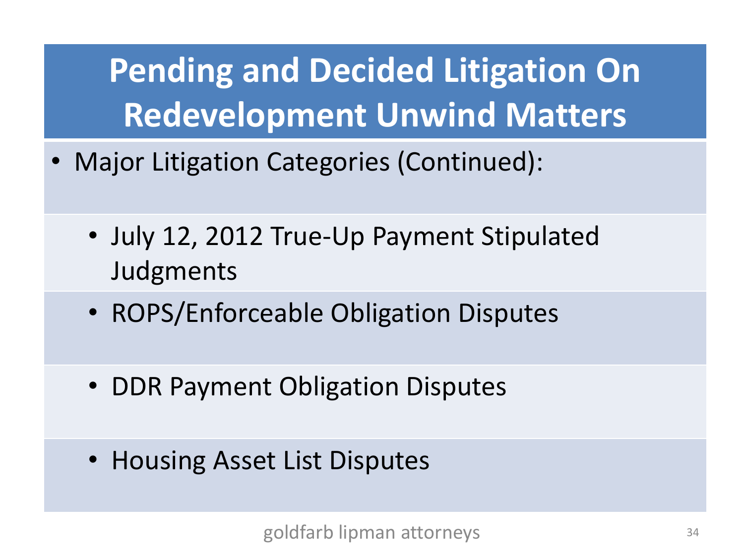# Pending and Decided Litigation On Redevelopment Unwind Matters

- Major Litigation Categories (Continued):
  - July 12, 2012 True-Up Payment Stipulated Judgments
  - ROPS/Enforceable Obligation Disputes
  - DDR Payment Obligation Disputes
  - Housing Asset List Disputes

goldfarb lipman attorneys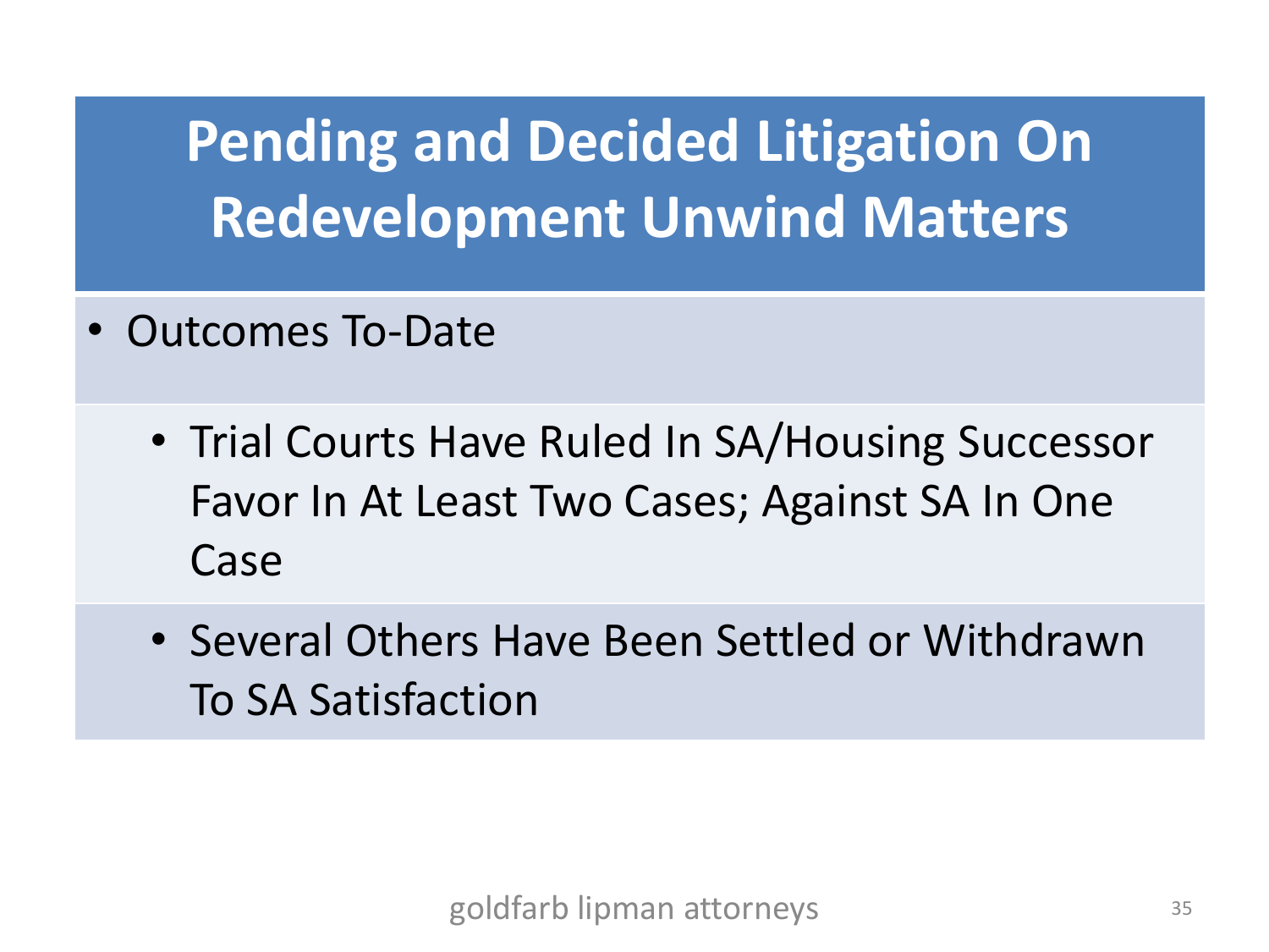# Pending and Decided Litigation On Redevelopment Unwind Matters

- Outcomes To-Date
  - Trial Courts Have Ruled In SA/Housing Successor Favor In At Least Two Cases; Against SA In One Case
  - Several Others Have Been Settled or Withdrawn To SA Satisfaction

goldfarb lipman attorneys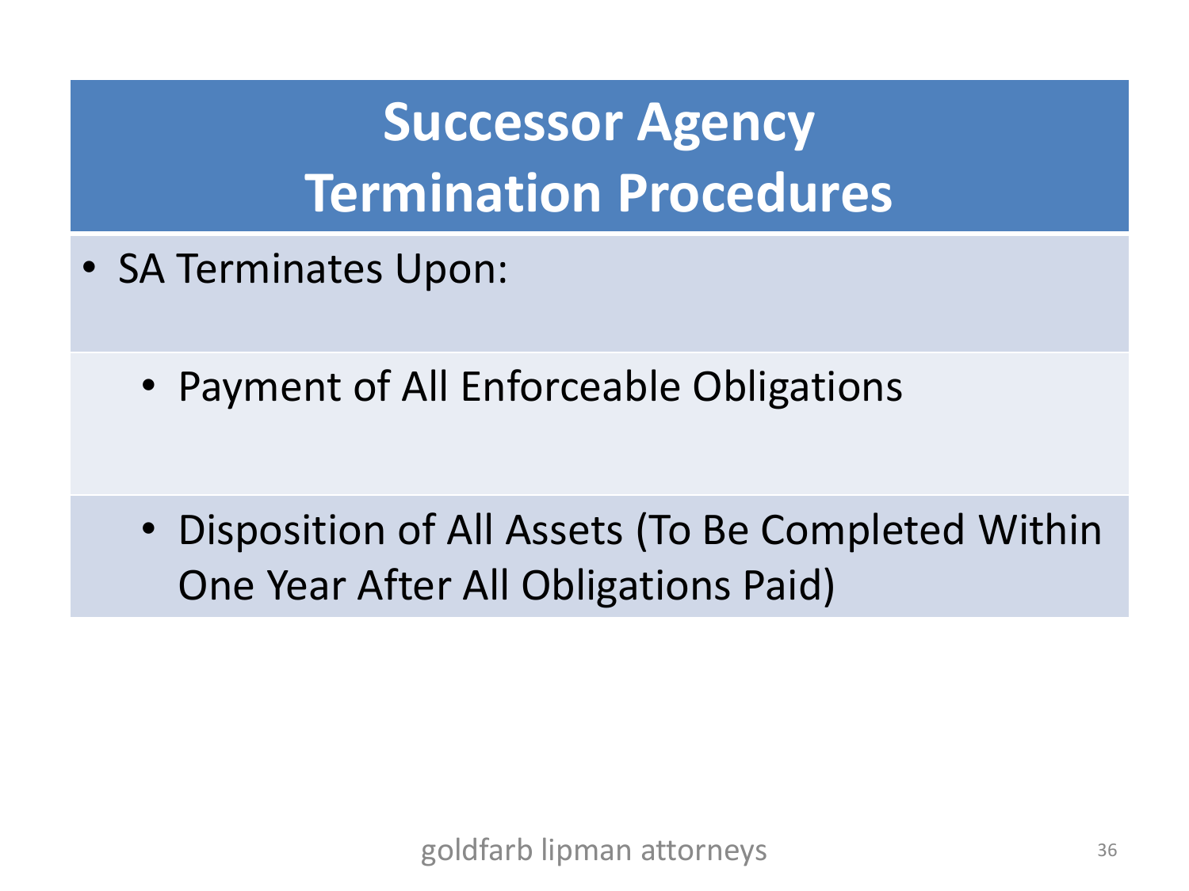# Successor Agency Termination Procedures

- SA Terminates Upon:
  - Payment of All Enforceable Obligations
  - Disposition of All Assets (To Be Completed Within One Year After All Obligations Paid)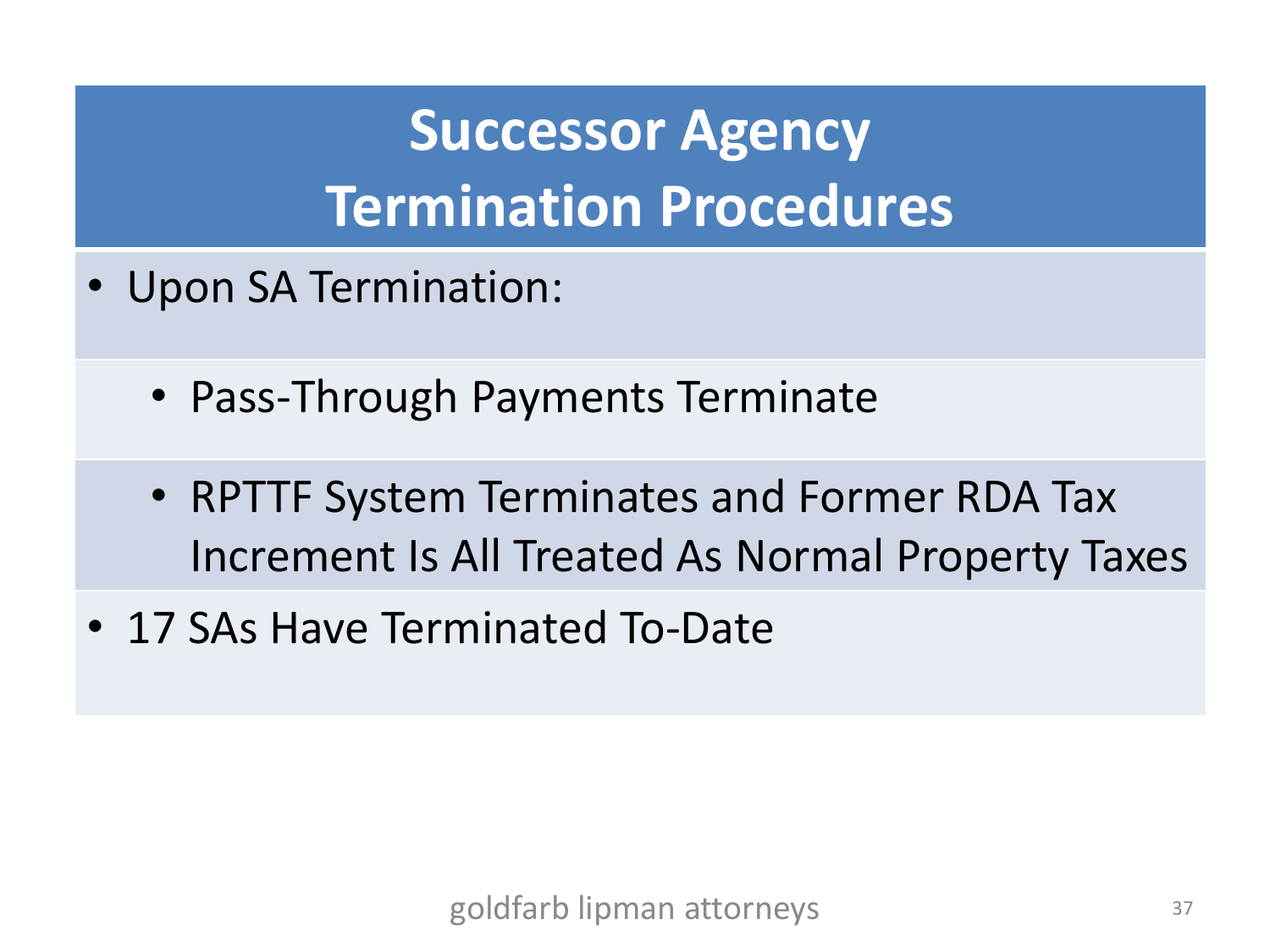# Successor Agency Termination Procedures

- Upon SA Termination:
  - Pass-Through Payments Terminate
  - RPTTF System Terminates and Former RDA Tax Increment Is All Treated As Normal Property Taxes
- 17 SAs Have Terminated To-Date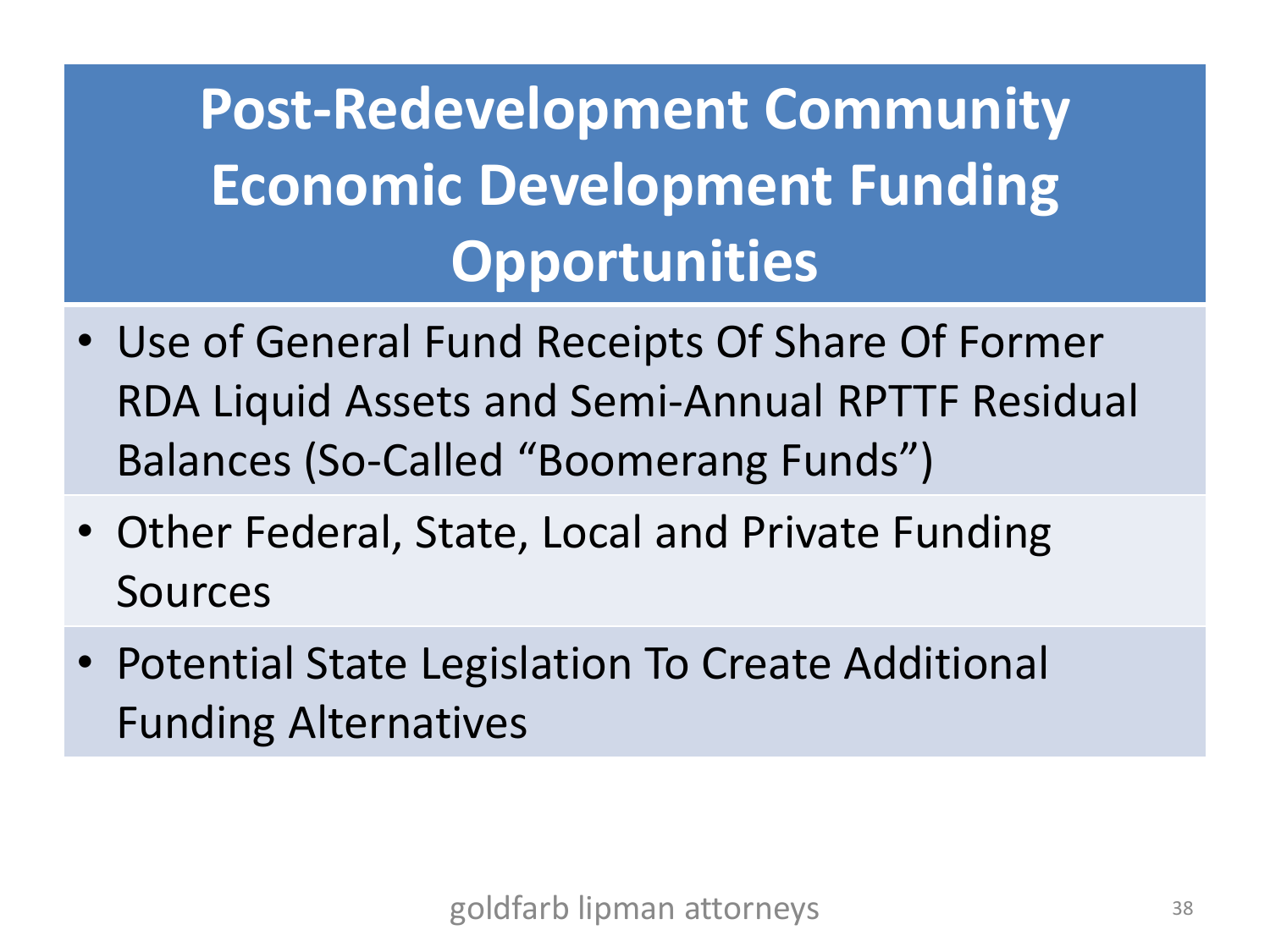# Post-Redevelopment Community Economic Development Funding Opportunities

- Use of General Fund Receipts Of Share Of Former RDA Liquid Assets and Semi-Annual RPTTF Residual Balances (So-Called “Boomerang Funds”)
- Other Federal, State, Local and Private Funding Sources
- Potential State Legislation To Create Additional Funding Alternatives